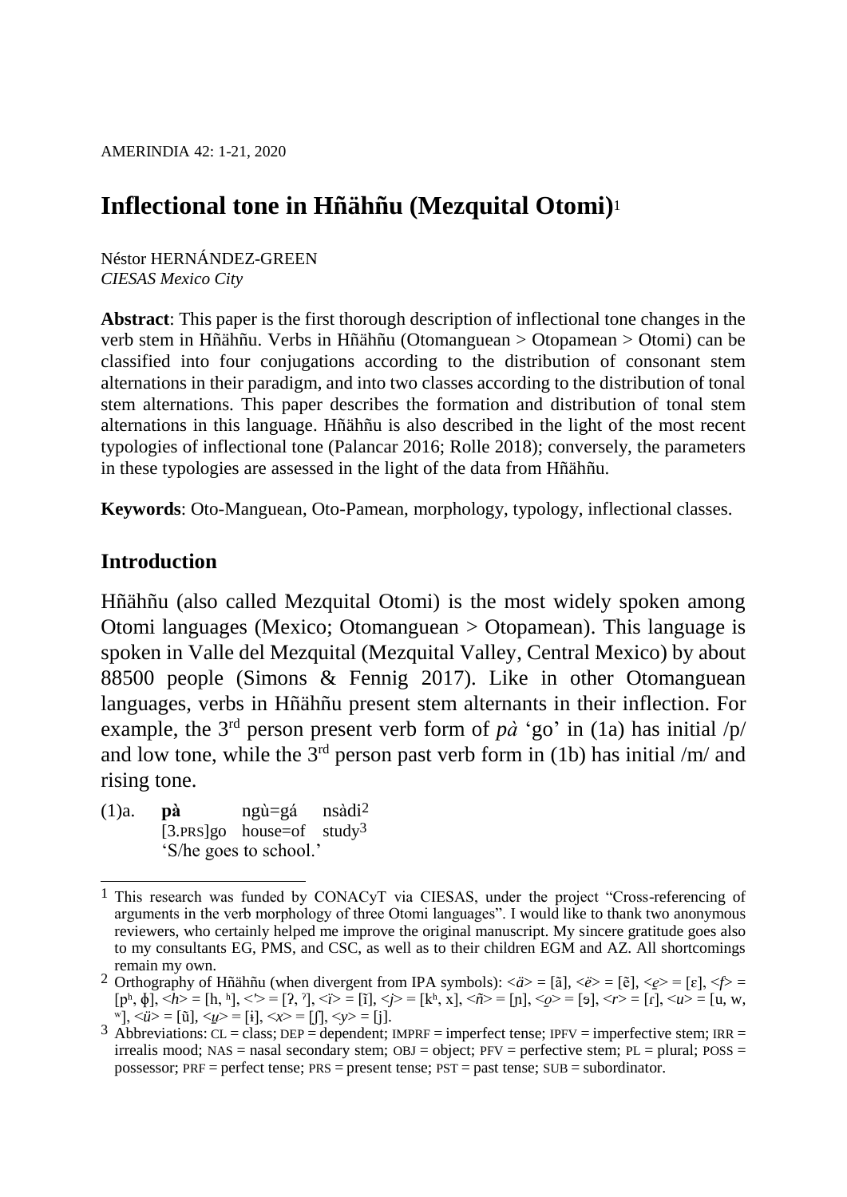# Inflectional tone in Hñähñu (Mezquital Otomi)[1]

Néstor HERNÁNDEZ-GREEN
*CIESAS Mexico City*

**Abstract**: This paper is the first thorough description of inflectional tone changes in the verb stem in Hñähñu. Verbs in Hñähñu (Otomanguean > Otopamean > Otomi) can be classified into four conjugations according to the distribution of consonant stem alternations in their paradigm, and into two classes according to the distribution of tonal stem alternations. This paper describes the formation and distribution of tonal stem alternations in this language. Hñähñu is also described in the light of the most recent typologies of inflectional tone (Palancar 2016; Rolle 2018); conversely, the parameters in these typologies are assessed in the light of the data from Hñähñu.

**Keywords**: Oto-Manguean, Oto-Pamean, morphology, typology, inflectional classes.

## Introduction

Hñähñu (also called Mezquital Otomi) is the most widely spoken among Otomi languages (Mexico; Otomanguean > Otopamean). This language is spoken in Valle del Mezquital (Mezquital Valley, Central Mexico) by about 88500 people (Simons & Fennig 2017). Like in other Otomanguean languages, verbs in Hñähñu present stem alternants in their inflection. For example, the 3rd person present verb form of *pà* 'go' in (1a) has initial /p/ and low tone, while the 3rd person past verb form in (1b) has initial /m/ and rising tone.

(1)a. **pà** ngù=gá nsàdi[2]
[3.PRS]go house=of study[3]
'S/he goes to school.'

---

[1] This research was funded by CONACyT via CIESAS, under the project "Cross-referencing of arguments in the verb morphology of three Otomi languages". I would like to thank two anonymous reviewers, who certainly helped me improve the original manuscript. My sincere gratitude goes also to my consultants EG, PMS, and CSC, as well as to their children EGM and AZ. All shortcomings remain my own.

[2] Orthography of Hñähñu (when divergent from IPA symbols): <*ä*> = [ã], <*ë*> = [ẽ], <*e̱*> = [ɛ], <*f*> = [pʰ, ɸ], <*h*> = [h, ʰ], <'> = [ʔ, ˀ], <*ï*> = [ĩ], <*j*> = [kʰ, x], <*ñ*> = [ɲ], <*o̱*> = [ɔ], <*r*> = [ɾ], <*u*> = [u, w, ʷ], <*ü*> = [ũ], <*u̱*> = [ɨ], <*x*> = [ʃ], <*y*> = [j].

[3] Abbreviations: CL = class; DEP = dependent; IMPRF = imperfect tense; IPFV = imperfective stem; IRR = irrealis mood; NAS = nasal secondary stem; OBJ = object; PFV = perfective stem; PL = plural; POSS = possessor; PRF = perfect tense; PRS = present tense; PST = past tense; SUB = subordinator.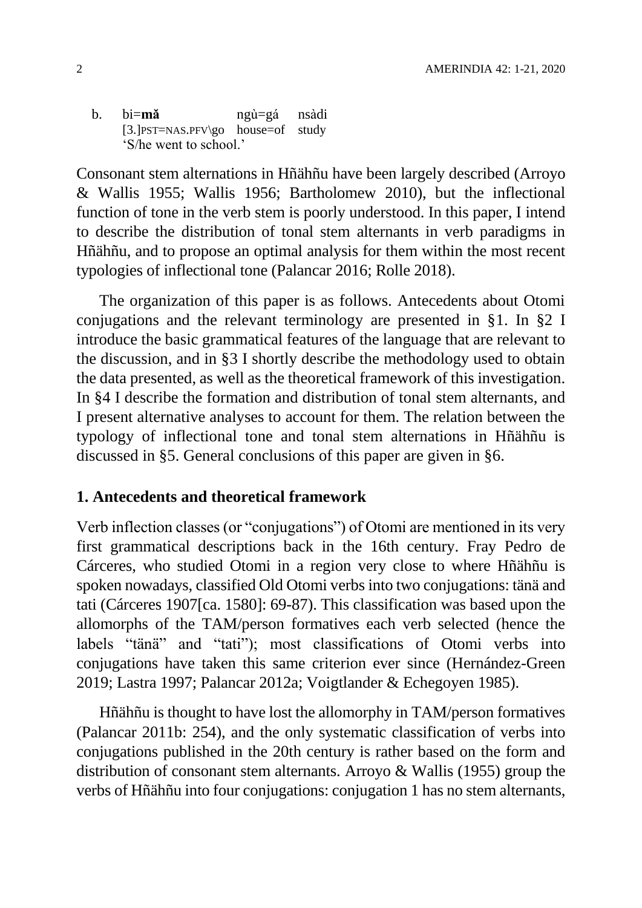b. bi=**mǎ** ngù=gá nsàdi
   [3.]PST=NAS.PFV\go house=of study
   'S/he went to school.'

Consonant stem alternations in Hñähñu have been largely described (Arroyo & Wallis 1955; Wallis 1956; Bartholomew 2010), but the inflectional function of tone in the verb stem is poorly understood. In this paper, I intend to describe the distribution of tonal stem alternants in verb paradigms in Hñähñu, and to propose an optimal analysis for them within the most recent typologies of inflectional tone (Palancar 2016; Rolle 2018).

The organization of this paper is as follows. Antecedents about Otomi conjugations and the relevant terminology are presented in §1. In §2 I introduce the basic grammatical features of the language that are relevant to the discussion, and in §3 I shortly describe the methodology used to obtain the data presented, as well as the theoretical framework of this investigation. In §4 I describe the formation and distribution of tonal stem alternants, and I present alternative analyses to account for them. The relation between the typology of inflectional tone and tonal stem alternations in Hñähñu is discussed in §5. General conclusions of this paper are given in §6.

## 1. Antecedents and theoretical framework

Verb inflection classes (or "conjugations") of Otomi are mentioned in its very first grammatical descriptions back in the 16th century. Fray Pedro de Cárceres, who studied Otomi in a region very close to where Hñähñu is spoken nowadays, classified Old Otomi verbs into two conjugations: tänä and tati (Cárceres 1907[ca. 1580]: 69-87). This classification was based upon the allomorphs of the TAM/person formatives each verb selected (hence the labels "tänä" and "tati"); most classifications of Otomi verbs into conjugations have taken this same criterion ever since (Hernández-Green 2019; Lastra 1997; Palancar 2012a; Voigtlander & Echegoyen 1985).

Hñähñu is thought to have lost the allomorphy in TAM/person formatives (Palancar 2011b: 254), and the only systematic classification of verbs into conjugations published in the 20th century is rather based on the form and distribution of consonant stem alternants. Arroyo & Wallis (1955) group the verbs of Hñähñu into four conjugations: conjugation 1 has no stem alternants,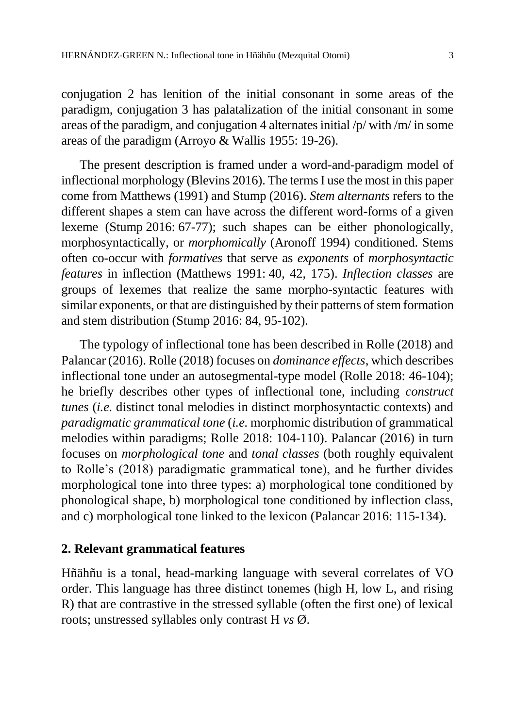conjugation 2 has lenition of the initial consonant in some areas of the paradigm, conjugation 3 has palatalization of the initial consonant in some areas of the paradigm, and conjugation 4 alternates initial /p/ with /m/ in some areas of the paradigm (Arroyo & Wallis 1955: 19-26).

The present description is framed under a word-and-paradigm model of inflectional morphology (Blevins 2016). The terms I use the most in this paper come from Matthews (1991) and Stump (2016). *Stem alternants* refers to the different shapes a stem can have across the different word-forms of a given lexeme (Stump 2016: 67-77); such shapes can be either phonologically, morphosyntactically, or *morphomically* (Aronoff 1994) conditioned. Stems often co-occur with *formatives* that serve as *exponents* of *morphosyntactic features* in inflection (Matthews 1991: 40, 42, 175). *Inflection classes* are groups of lexemes that realize the same morpho-syntactic features with similar exponents, or that are distinguished by their patterns of stem formation and stem distribution (Stump 2016: 84, 95-102).

The typology of inflectional tone has been described in Rolle (2018) and Palancar (2016). Rolle (2018) focuses on *dominance effects*, which describes inflectional tone under an autosegmental-type model (Rolle 2018: 46-104); he briefly describes other types of inflectional tone, including *construct tunes* (*i.e.* distinct tonal melodies in distinct morphosyntactic contexts) and *paradigmatic grammatical tone* (*i.e.* morphomic distribution of grammatical melodies within paradigms; Rolle 2018: 104-110). Palancar (2016) in turn focuses on *morphological tone* and *tonal classes* (both roughly equivalent to Rolle's (2018) paradigmatic grammatical tone), and he further divides morphological tone into three types: a) morphological tone conditioned by phonological shape, b) morphological tone conditioned by inflection class, and c) morphological tone linked to the lexicon (Palancar 2016: 115-134).

## 2. Relevant grammatical features

Hñähñu is a tonal, head-marking language with several correlates of VO order. This language has three distinct tonemes (high H, low L, and rising R) that are contrastive in the stressed syllable (often the first one) of lexical roots; unstressed syllables only contrast H *vs* Ø.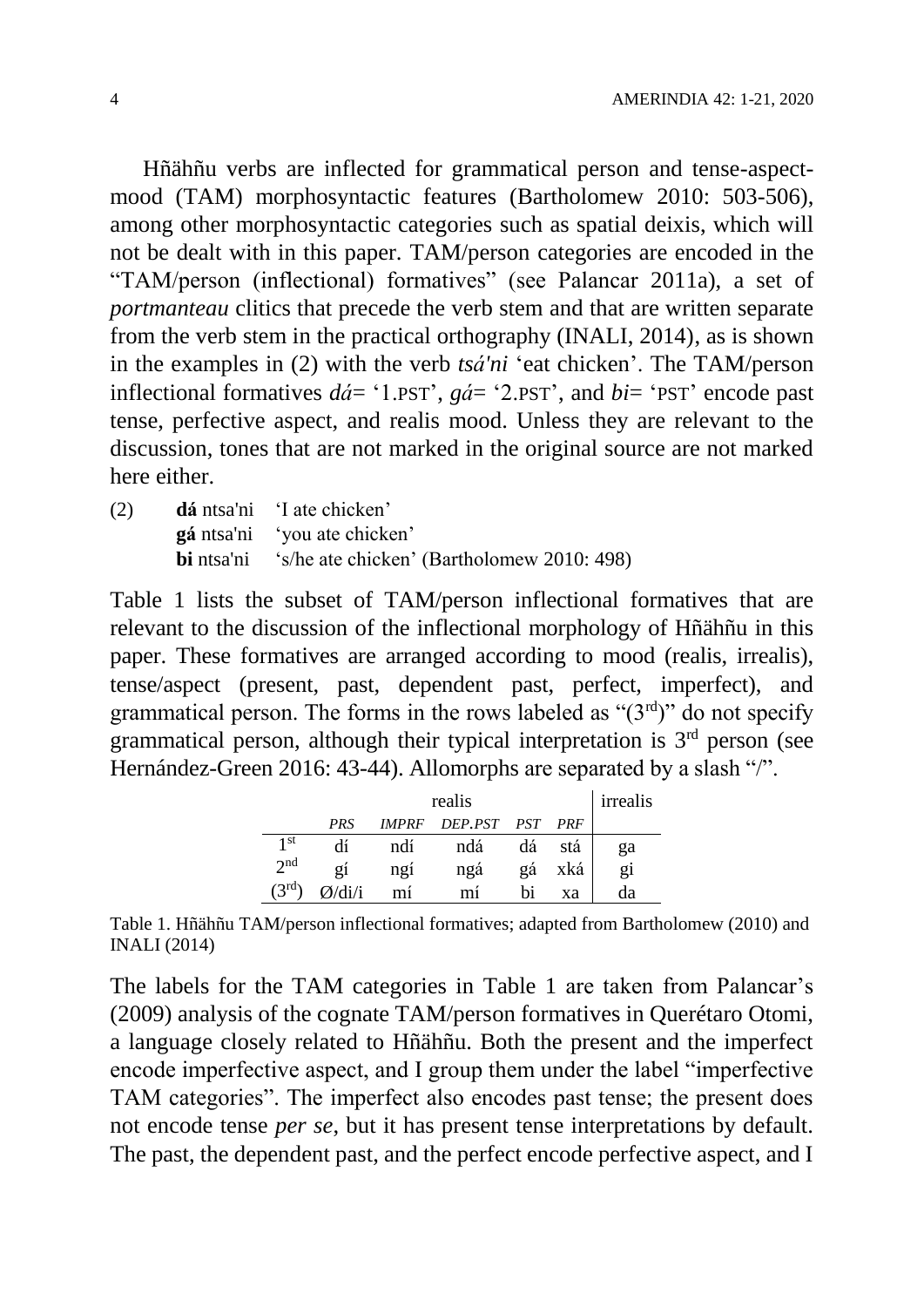Hñähñu verbs are inflected for grammatical person and tense-aspect-mood (TAM) morphosyntactic features (Bartholomew 2010: 503-506), among other morphosyntactic categories such as spatial deixis, which will not be dealt with in this paper. TAM/person categories are encoded in the "TAM/person (inflectional) formatives" (see Palancar 2011a), a set of *portmanteau* clitics that precede the verb stem and that are written separate from the verb stem in the practical orthography (INALI, 2014), as is shown in the examples in (2) with the verb *tsá'ni* 'eat chicken'. The TAM/person inflectional formatives *dá*= '1.PST', *gá*= '2.PST', and *bi*= 'PST' encode past tense, perfective aspect, and realis mood. Unless they are relevant to the discussion, tones that are not marked in the original source are not marked here either.

(2) **dá** ntsa'ni 'I ate chicken'
**gá** ntsa'ni 'you ate chicken'
**bi** ntsa'ni 's/he ate chicken' (Bartholomew 2010: 498)

Table 1 lists the subset of TAM/person inflectional formatives that are relevant to the discussion of the inflectional morphology of Hñähñu in this paper. These formatives are arranged according to mood (realis, irrealis), tense/aspect (present, past, dependent past, perfect, imperfect), and grammatical person. The forms in the rows labeled as "(3rd)" do not specify grammatical person, although their typical interpretation is 3rd person (see Hernández-Green 2016: 43-44). Allomorphs are separated by a slash "/".

| | realis | | | | | irrealis |
|---|---|---|---|---|---|---|
| | *PRS* | *IMPRF* | *DEP.PST* | *PST* | *PRF* | |
| 1st | dí | ndí | ndá | dá | stá | ga |
| 2nd | gí | ngí | ngá | gá | xká | gi |
| (3rd) | Ø/di/i | mí | mí | bi | xa | da |

Table 1. Hñähñu TAM/person inflectional formatives; adapted from Bartholomew (2010) and INALI (2014)

The labels for the TAM categories in Table 1 are taken from Palancar's (2009) analysis of the cognate TAM/person formatives in Querétaro Otomi, a language closely related to Hñähñu. Both the present and the imperfect encode imperfective aspect, and I group them under the label "imperfective TAM categories". The imperfect also encodes past tense; the present does not encode tense *per se*, but it has present tense interpretations by default. The past, the dependent past, and the perfect encode perfective aspect, and I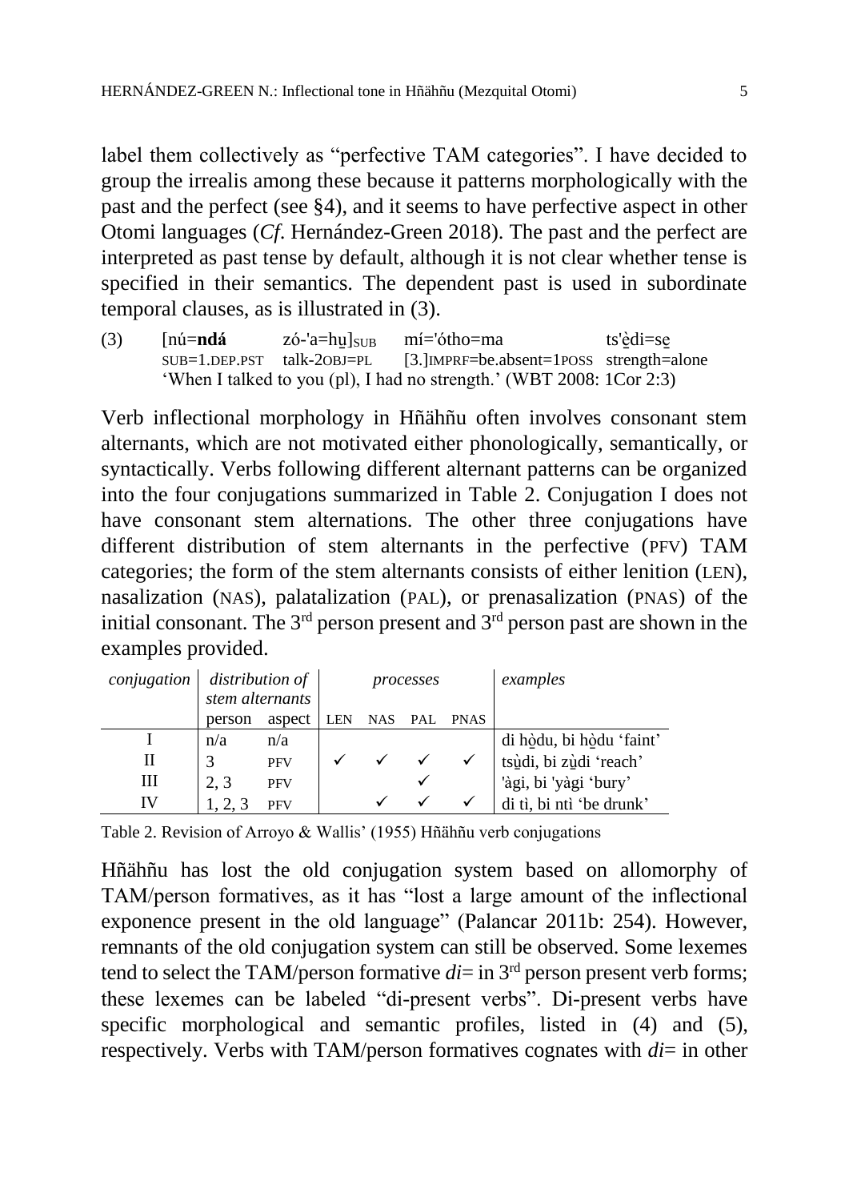label them collectively as "perfective TAM categories". I have decided to group the irrealis among these because it patterns morphologically with the past and the perfect (see §4), and it seems to have perfective aspect in other Otomi languages (*Cf*. Hernández-Green 2018). The past and the perfect are interpreted as past tense by default, although it is not clear whether tense is specified in their semantics. The dependent past is used in subordinate temporal clauses, as is illustrated in (3).

(3) [nú=**ndá** zó-'a=hu̱]$_{SUB}$ mí='ótho=ma ts'ḛ̀di=se̱
SUB=1.DEP.PST talk-2OBJ=PL [3.]IMPRF=be.absent=1POSS strength=alone
'When I talked to you (pl), I had no strength.' (WBT 2008: 1Cor 2:3)

Verb inflectional morphology in Hñähñu often involves consonant stem alternants, which are not motivated either phonologically, semantically, or syntactically. Verbs following different alternant patterns can be organized into the four conjugations summarized in Table 2. Conjugation I does not have consonant stem alternations. The other three conjugations have different distribution of stem alternants in the perfective (PFV) TAM categories; the form of the stem alternants consists of either lenition (LEN), nasalization (NAS), palatalization (PAL), or prenasalization (PNAS) of the initial consonant. The 3rd person present and 3rd person past are shown in the examples provided.

| *conjugation* | *distribution of stem alternants* | | *processes* | | | | *examples* |
|---|---|---|---|---|---|---|---|
| | person | aspect | LEN | NAS | PAL | PNAS | |
| I | n/a | n/a | | | | | di hò̱du, bi hò̱du 'faint' |
| II | 3 | PFV | ✓ | ✓ | ✓ | ✓ | tsù̱di, bi zù̱di 'reach' |
| III | 2, 3 | PFV | | | ✓ | | 'àgi, bi 'yàgi 'bury' |
| IV | 1, 2, 3 | PFV | | ✓ | ✓ | ✓ | di tì, bi ntì 'be drunk' |

Table 2. Revision of Arroyo & Wallis' (1955) Hñähñu verb conjugations

Hñähñu has lost the old conjugation system based on allomorphy of TAM/person formatives, as it has "lost a large amount of the inflectional exponence present in the old language" (Palancar 2011b: 254). However, remnants of the old conjugation system can still be observed. Some lexemes tend to select the TAM/person formative *di=* in 3rd person present verb forms; these lexemes can be labeled "di-present verbs". Di-present verbs have specific morphological and semantic profiles, listed in (4) and (5), respectively. Verbs with TAM/person formatives cognates with *di=* in other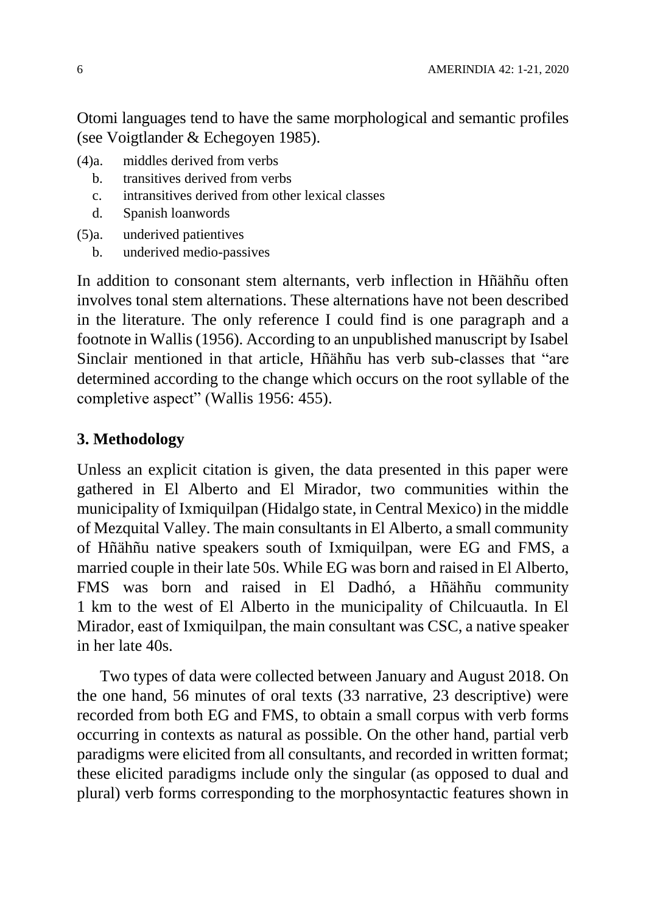Otomi languages tend to have the same morphological and semantic profiles (see Voigtlander & Echegoyen 1985).

(4)a. middles derived from verbs
  b. transitives derived from verbs
  c. intransitives derived from other lexical classes
  d. Spanish loanwords

(5)a. underived patientives
  b. underived medio-passives

In addition to consonant stem alternants, verb inflection in Hñähñu often involves tonal stem alternations. These alternations have not been described in the literature. The only reference I could find is one paragraph and a footnote in Wallis (1956). According to an unpublished manuscript by Isabel Sinclair mentioned in that article, Hñähñu has verb sub-classes that "are determined according to the change which occurs on the root syllable of the completive aspect" (Wallis 1956: 455).

### 3. Methodology

Unless an explicit citation is given, the data presented in this paper were gathered in El Alberto and El Mirador, two communities within the municipality of Ixmiquilpan (Hidalgo state, in Central Mexico) in the middle of Mezquital Valley. The main consultants in El Alberto, a small community of Hñähñu native speakers south of Ixmiquilpan, were EG and FMS, a married couple in their late 50s. While EG was born and raised in El Alberto, FMS was born and raised in El Dadhó, a Hñähñu community 1 km to the west of El Alberto in the municipality of Chilcuautla. In El Mirador, east of Ixmiquilpan, the main consultant was CSC, a native speaker in her late 40s.

Two types of data were collected between January and August 2018. On the one hand, 56 minutes of oral texts (33 narrative, 23 descriptive) were recorded from both EG and FMS, to obtain a small corpus with verb forms occurring in contexts as natural as possible. On the other hand, partial verb paradigms were elicited from all consultants, and recorded in written format; these elicited paradigms include only the singular (as opposed to dual and plural) verb forms corresponding to the morphosyntactic features shown in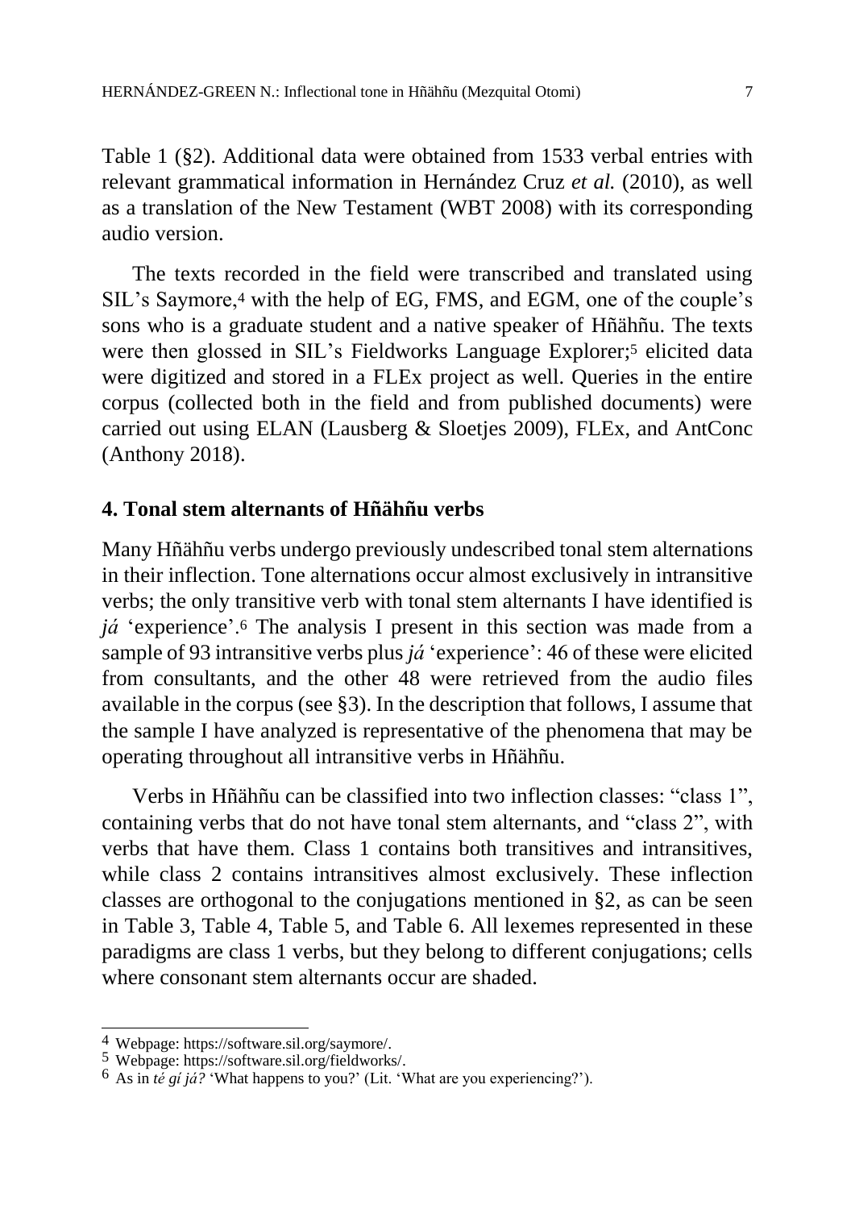Table 1 (§2). Additional data were obtained from 1533 verbal entries with relevant grammatical information in Hernández Cruz *et al.* (2010), as well as a translation of the New Testament (WBT 2008) with its corresponding audio version.

The texts recorded in the field were transcribed and translated using SIL's Saymore,[4] with the help of EG, FMS, and EGM, one of the couple's sons who is a graduate student and a native speaker of Hñähñu. The texts were then glossed in SIL's Fieldworks Language Explorer;[5] elicited data were digitized and stored in a FLEx project as well. Queries in the entire corpus (collected both in the field and from published documents) were carried out using ELAN (Lausberg & Sloetjes 2009), FLEx, and AntConc (Anthony 2018).

## 4. Tonal stem alternants of Hñähñu verbs

Many Hñähñu verbs undergo previously undescribed tonal stem alternations in their inflection. Tone alternations occur almost exclusively in intransitive verbs; the only transitive verb with tonal stem alternants I have identified is *já* 'experience'.[6] The analysis I present in this section was made from a sample of 93 intransitive verbs plus *já* 'experience': 46 of these were elicited from consultants, and the other 48 were retrieved from the audio files available in the corpus (see §3). In the description that follows, I assume that the sample I have analyzed is representative of the phenomena that may be operating throughout all intransitive verbs in Hñähñu.

Verbs in Hñähñu can be classified into two inflection classes: "class 1", containing verbs that do not have tonal stem alternants, and "class 2", with verbs that have them. Class 1 contains both transitives and intransitives, while class 2 contains intransitives almost exclusively. These inflection classes are orthogonal to the conjugations mentioned in §2, as can be seen in Table 3, Table 4, Table 5, and Table 6. All lexemes represented in these paradigms are class 1 verbs, but they belong to different conjugations; cells where consonant stem alternants occur are shaded.

---

[4] Webpage: https://software.sil.org/saymore/.

[5] Webpage: https://software.sil.org/fieldworks/.

[6] As in *té gí já?* 'What happens to you?' (Lit. 'What are you experiencing?').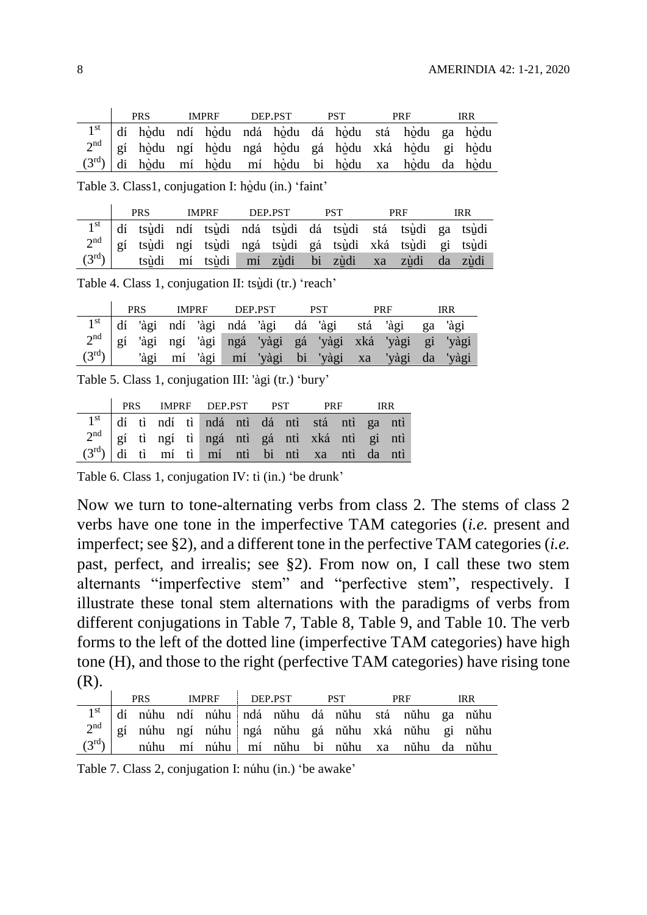| | PRS | | IMPRF | | DEP.PST | | PST | | PRF | | IRR | |
|---|---|---|---|---|---|---|---|---|---|---|---|---|
| 1st | dí | hǫ̀du | ndí | hǫ̀du | ndá | hǫ̀du | dá | hǫ̀du | stá | hǫ̀du | ga | hǫ̀du |
| 2nd | gí | hǫ̀du | ngí | hǫ̀du | ngá | hǫ̀du | gá | hǫ̀du | xká | hǫ̀du | gi | hǫ̀du |
| (3rd) | di | hǫ̀du | mí | hǫ̀du | mí | hǫ̀du | bi | hǫ̀du | xa | hǫ̀du | da | hǫ̀du |

Table 3. Class1, conjugation I: hǫ̀du (in.) 'faint'

| | PRS | | IMPRF | | DEP.PST | | PST | | PRF | | IRR | |
|---|---|---|---|---|---|---|---|---|---|---|---|---|
| 1st | dí | tsṳ̀di | ndí | tsṳ̀di | ndá | tsṳ̀di | dá | tsṳ̀di | stá | tsṳ̀di | ga | tsṳ̀di |
| 2nd | gí | tsṳ̀di | ngí | tsṳ̀di | ngá | tsṳ̀di | gá | tsṳ̀di | xká | tsṳ̀di | gi | tsṳ̀di |
| (3rd) | | tsṳ̀di | mí | tsṳ̀di | mí | zṳ̀di | bi | zṳ̀di | xa | zṳ̀di | da | zṳ̀di |

Table 4. Class 1, conjugation II: tsṳ̀di (tr.) 'reach'

| | PRS | | IMPRF | | DEP.PST | | PST | | PRF | | IRR | |
|---|---|---|---|---|---|---|---|---|---|---|---|---|
| 1st | dí | 'àgi | ndí | 'àgi | ndá | 'àgi | dá | 'àgi | stá | 'àgi | ga | 'àgi |
| 2nd | gí | 'àgi | ngí | 'àgi | ngá | 'yàgi | gá | 'yàgi | xká | 'yàgi | gi | 'yàgi |
| (3rd) | | 'àgi | mí | 'àgi | mí | 'yàgi | bi | 'yàgi | xa | 'yàgi | da | 'yàgi |

Table 5. Class 1, conjugation III: 'àgi (tr.) 'bury'

| | PRS | | IMPRF | | DEP.PST | | PST | | PRF | | IRR | |
|---|---|---|---|---|---|---|---|---|---|---|---|---|
| 1st | dí | tì | ndí | tì | ndá | ntì | dá | ntì | stá | ntì | ga | ntì |
| 2nd | gí | tì | ngí | tì | ngá | ntì | gá | ntì | xká | ntì | gi | ntì |
| (3rd) | di | tì | mí | tì | mí | ntì | bi | ntì | xa | ntì | da | ntì |

Table 6. Class 1, conjugation IV: tì (in.) 'be drunk'

Now we turn to tone-alternating verbs from class 2. The stems of class 2 verbs have one tone in the imperfective TAM categories (*i.e.* present and imperfect; see §2), and a different tone in the perfective TAM categories (*i.e.* past, perfect, and irrealis; see §2). From now on, I call these two stem alternants "imperfective stem" and "perfective stem", respectively. I illustrate these tonal stem alternations with the paradigms of verbs from different conjugations in Table 7, Table 8, Table 9, and Table 10. The verb forms to the left of the dotted line (imperfective TAM categories) have high tone (H), and those to the right (perfective TAM categories) have rising tone (R).

| | PRS | | IMPRF | | DEP.PST | | PST | | PRF | | IRR | |
|---|---|---|---|---|---|---|---|---|---|---|---|---|
| 1st | dí | núhu | ndí | núhu | ndá | nǔhu | dá | nǔhu | stá | nǔhu | ga | nǔhu |
| 2nd | gí | núhu | ngí | núhu | ngá | nǔhu | gá | nǔhu | xká | nǔhu | gi | nǔhu |
| (3rd) | | núhu | mí | núhu | mí | nǔhu | bi | nǔhu | xa | nǔhu | da | nǔhu |

Table 7. Class 2, conjugation I: núhu (in.) 'be awake'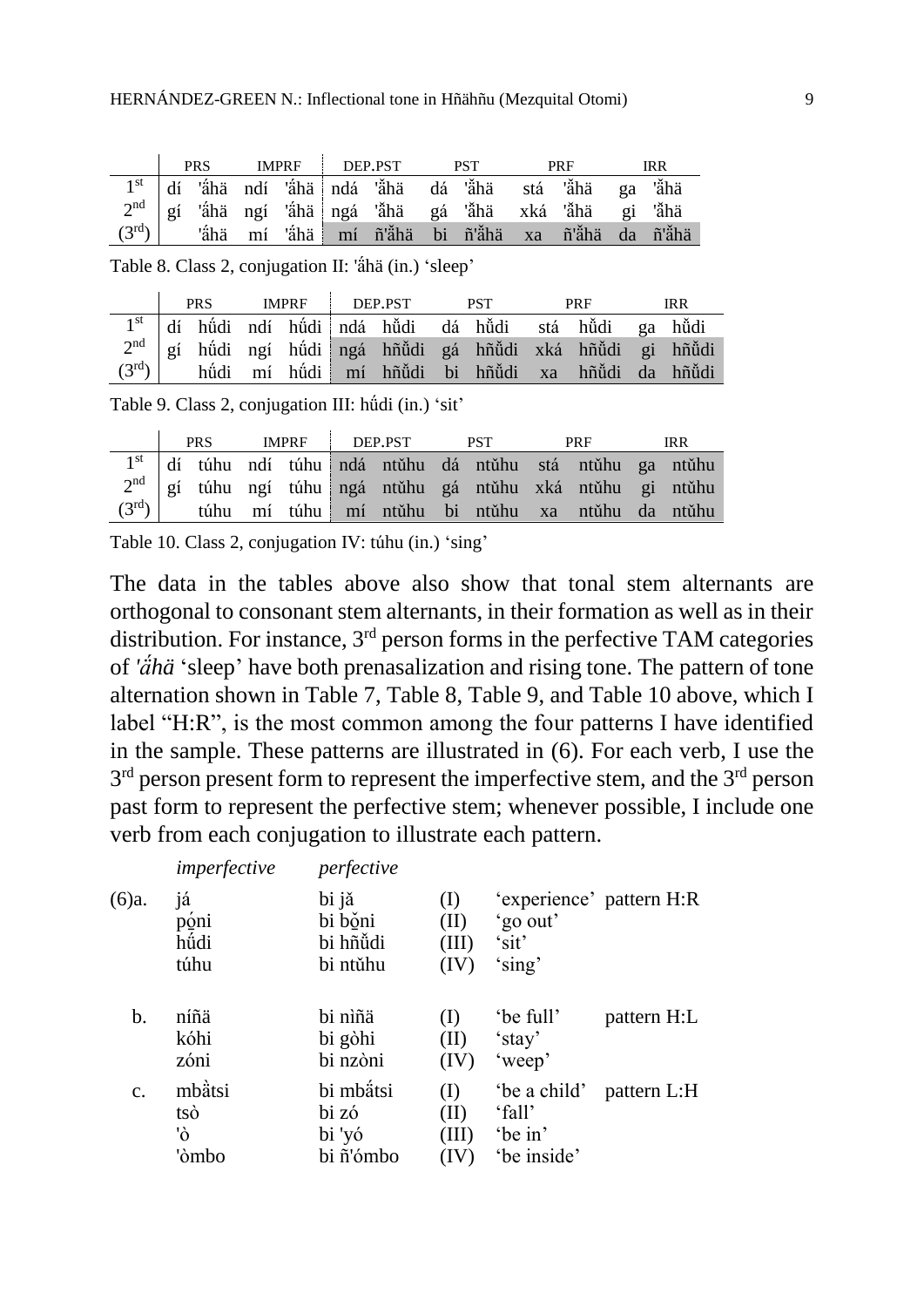| | PRS | | IMPRF | | DEP.PST | | PST | | PRF | | IRR | |
|---|---|---|---|---|---|---|---|---|---|---|---|---|
| 1st | dí | 'ấhä | ndí | 'ấhä | ndá | 'ǎ̈hä | dá | 'ǎ̈hä | stá | 'ǎ̈hä | ga | 'ǎ̈hä |
| 2nd | gí | 'ấhä | ngí | 'ấhä | ngá | 'ǎ̈hä | gá | 'ǎ̈hä | xká | 'ǎ̈hä | gi | 'ǎ̈hä |
| (3rd) | | 'ấhä | mí | 'ấhä | mí | ñ'ǎ̈hä | bi | ñ'ǎ̈hä | xa | ñ'ǎ̈hä | da | ñ'ǎ̈hä |

Table 8. Class 2, conjugation II: 'ấhä (in.) 'sleep'

| | PRS | | IMPRF | | DEP.PST | | PST | | PRF | | IRR | |
|---|---|---|---|---|---|---|---|---|---|---|---|---|
| 1st | dí | hű̃di | ndí | hű̃di | ndá | hǔ̃di | dá | hǔ̃di | stá | hǔ̃di | ga | hǔ̃di |
| 2nd | gí | hű̃di | ngí | hű̃di | ngá | hñǔ̃di | gá | hñǔ̃di | xká | hñǔ̃di | gi | hñǔ̃di |
| (3rd) | | hű̃di | mí | hű̃di | mí | hñǔ̃di | bi | hñǔ̃di | xa | hñǔ̃di | da | hñǔ̃di |

Table 9. Class 2, conjugation III: hű̃di (in.) 'sit'

| | PRS | | IMPRF | | DEP.PST | | PST | | PRF | | IRR | |
|---|---|---|---|---|---|---|---|---|---|---|---|---|
| 1st | dí | túhu | ndí | túhu | ndá | ntǔhu | dá | ntǔhu | stá | ntǔhu | ga | ntǔhu |
| 2nd | gí | túhu | ngí | túhu | ngá | ntǔhu | gá | ntǔhu | xká | ntǔhu | gi | ntǔhu |
| (3rd) | | túhu | mí | túhu | mí | ntǔhu | bi | ntǔhu | xa | ntǔhu | da | ntǔhu |

Table 10. Class 2, conjugation IV: túhu (in.) 'sing'

The data in the tables above also show that tonal stem alternants are orthogonal to consonant stem alternants, in their formation as well as in their distribution. For instance, 3rd person forms in the perfective TAM categories of *'ấhä* 'sleep' have both prenasalization and rising tone. The pattern of tone alternation shown in Table 7, Table 8, Table 9, and Table 10 above, which I label "H:R", is the most common among the four patterns I have identified in the sample. These patterns are illustrated in (6). For each verb, I use the 3rd person present form to represent the imperfective stem, and the 3rd person past form to represent the perfective stem; whenever possible, I include one verb from each conjugation to illustrate each pattern.

| | *imperfective* | *perfective* | | | |
|---|---|---|---|---|---|
| (6)a. | já | bi jǎ | (I) | 'experience' | pattern H:R |
| | pǫ́ni | bi pǫ̌ni | (II) | 'go out' | |
| | hű̃di | bi hñǔ̃di | (III) | 'sit' | |
| | túhu | bi ntǔhu | (IV) | 'sing' | |
| b. | níñä | bi nìñä | (I) | 'be full' | pattern H:L |
| | kóhi | bi gòhi | (II) | 'stay' | |
| | zóni | bi nzòni | (IV) | 'weep' | |
| c. | mbằtsi | bi mbấtsi | (I) | 'be a child' | pattern L:H |
| | tsò | bi zó | (II) | 'fall' | |
| | 'ò | bi 'yó | (III) | 'be in' | |
| | 'òmbo | bi ñ'ómbo | (IV) | 'be inside' | |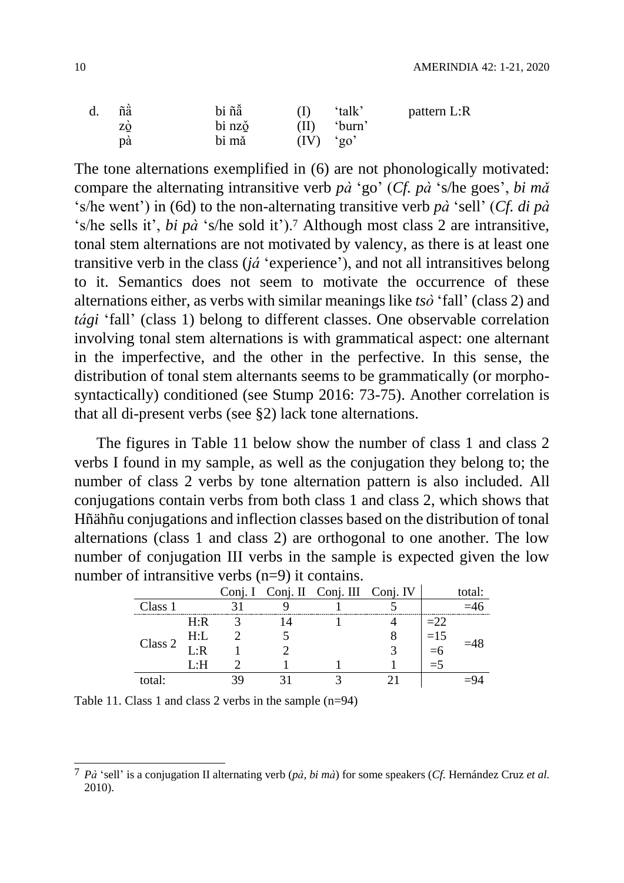| d. | ñȁ | bi ñǎ | (I) | 'talk' | pattern L:R |
|---|---|---|---|---|---|
| | zǫ̀ | bi nzǫ̌ | (II) | 'burn' | |
| | pà | bi mǎ | (IV) | 'go' | |

The tone alternations exemplified in (6) are not phonologically motivated: compare the alternating intransitive verb *pà* 'go' (*Cf. pà* 's/he goes', *bi mǎ* 's/he went') in (6d) to the non-alternating transitive verb *pà* 'sell' (*Cf. di pà* 's/he sells it', *bi pà* 's/he sold it').[7] Although most class 2 are intransitive, tonal stem alternations are not motivated by valency, as there is at least one transitive verb in the class (*já* 'experience'), and not all intransitives belong to it. Semantics does not seem to motivate the occurrence of these alternations either, as verbs with similar meanings like *tsò* 'fall' (class 2) and *tági* 'fall' (class 1) belong to different classes. One observable correlation involving tonal stem alternations is with grammatical aspect: one alternant in the imperfective, and the other in the perfective. In this sense, the distribution of tonal stem alternants seems to be grammatically (or morpho-syntactically) conditioned (see Stump 2016: 73-75). Another correlation is that all di-present verbs (see §2) lack tone alternations.

The figures in Table 11 below show the number of class 1 and class 2 verbs I found in my sample, as well as the conjugation they belong to; the number of class 2 verbs by tone alternation pattern is also included. All conjugations contain verbs from both class 1 and class 2, which shows that Hñähñu conjugations and inflection classes based on the distribution of tonal alternations (class 1 and class 2) are orthogonal to one another. The low number of conjugation III verbs in the sample is expected given the low number of intransitive verbs (n=9) it contains.

| | | Conj. I | Conj. II | Conj. III | Conj. IV | | total: |
|---|---|---|---|---|---|---|---|
| Class 1 | | 31 | 9 | 1 | 5 | | =46 |
| Class 2 | H:R | 3 | 14 | 1 | 4 | =22 | =48 |
| | H:L | 2 | 5 | | 8 | =15 | |
| | L:R | 1 | 2 | | 3 | =6 | |
| | L:H | 2 | 1 | 1 | 1 | =5 | |
| total: | | 39 | 31 | 3 | 21 | | =94 |

Table 11. Class 1 and class 2 verbs in the sample (n=94)

[7] *Pà* 'sell' is a conjugation II alternating verb (*pà*, *bi mà*) for some speakers (*Cf.* Hernández Cruz *et al.* 2010).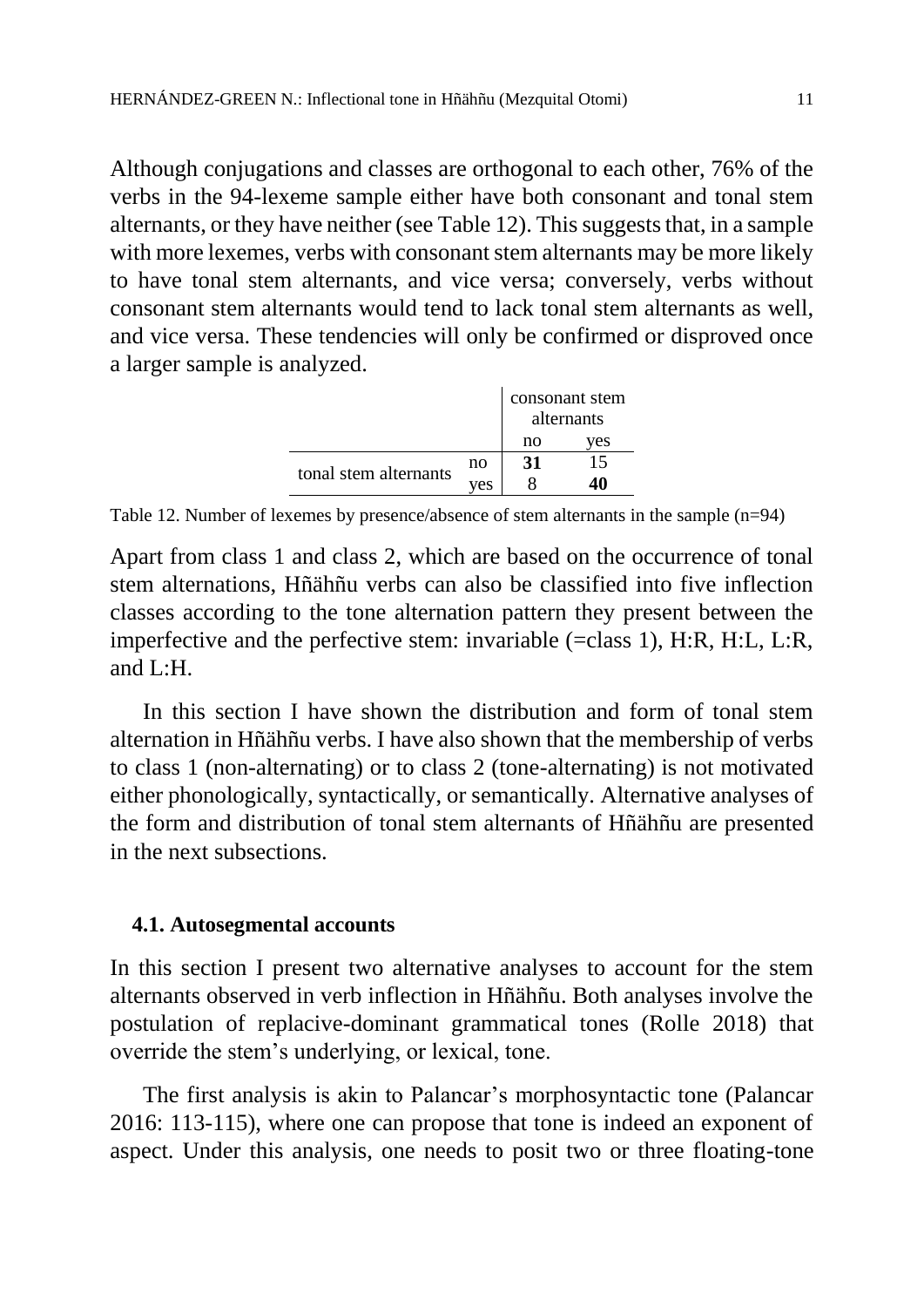Although conjugations and classes are orthogonal to each other, 76% of the verbs in the 94-lexeme sample either have both consonant and tonal stem alternants, or they have neither (see Table 12). This suggests that, in a sample with more lexemes, verbs with consonant stem alternants may be more likely to have tonal stem alternants, and vice versa; conversely, verbs without consonant stem alternants would tend to lack tonal stem alternants as well, and vice versa. These tendencies will only be confirmed or disproved once a larger sample is analyzed.

| | | consonant stem alternants | |
|---|---|---|---|
| | | no | yes |
| tonal stem alternants | no | **31** | 15 |
| | yes | 8 | **40** |

Table 12. Number of lexemes by presence/absence of stem alternants in the sample (n=94)

Apart from class 1 and class 2, which are based on the occurrence of tonal stem alternations, Hñähñu verbs can also be classified into five inflection classes according to the tone alternation pattern they present between the imperfective and the perfective stem: invariable (=class 1), H:R, H:L, L:R, and L:H.

In this section I have shown the distribution and form of tonal stem alternation in Hñähñu verbs. I have also shown that the membership of verbs to class 1 (non-alternating) or to class 2 (tone-alternating) is not motivated either phonologically, syntactically, or semantically. Alternative analyses of the form and distribution of tonal stem alternants of Hñähñu are presented in the next subsections.

### 4.1. Autosegmental accounts

In this section I present two alternative analyses to account for the stem alternants observed in verb inflection in Hñähñu. Both analyses involve the postulation of replacive-dominant grammatical tones (Rolle 2018) that override the stem's underlying, or lexical, tone.

The first analysis is akin to Palancar's morphosyntactic tone (Palancar 2016: 113-115), where one can propose that tone is indeed an exponent of aspect. Under this analysis, one needs to posit two or three floating-tone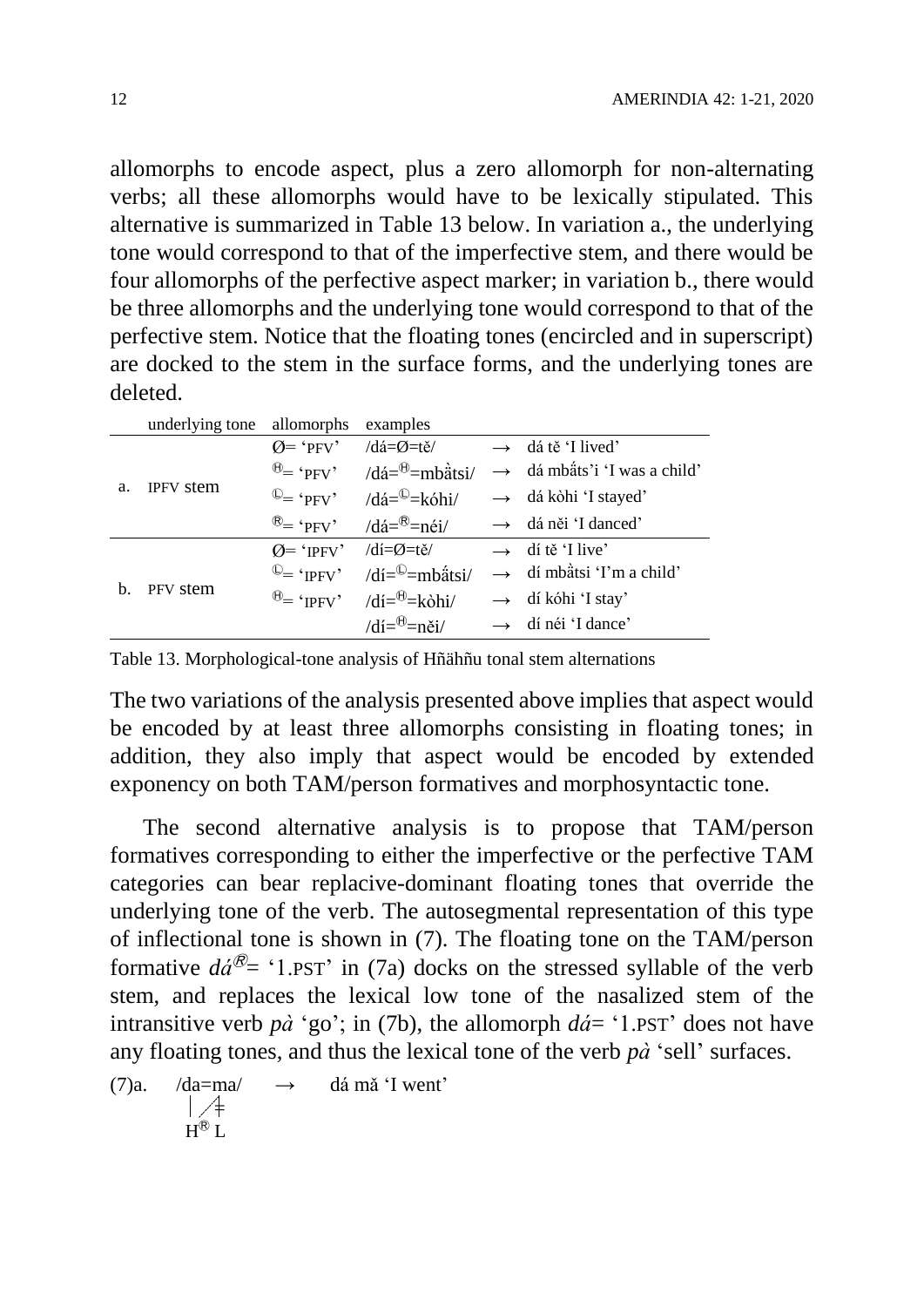allomorphs to encode aspect, plus a zero allomorph for non-alternating verbs; all these allomorphs would have to be lexically stipulated. This alternative is summarized in Table 13 below. In variation a., the underlying tone would correspond to that of the imperfective stem, and there would be four allomorphs of the perfective aspect marker; in variation b., there would be three allomorphs and the underlying tone would correspond to that of the perfective stem. Notice that the floating tones (encircled and in superscript) are docked to the stem in the surface forms, and the underlying tones are deleted.

| | underlying tone | allomorphs | examples | | |
|---|---|---|---|---|---|
| a. | IPFV stem | Ø= 'PFV' | /dá=Ø=tě/ | → | dá tě 'I lived' |
| | | Ⓗ= 'PFV' | /dá=Ⓗ=mbȁtsi/ | → | dá mba̋ts'i 'I was a child' |
| | | Ⓛ= 'PFV' | /dá=Ⓛ=kóhi/ | → | dá kòhi 'I stayed' |
| | | Ⓡ= 'PFV' | /dá=Ⓡ=néi/ | → | dá něi 'I danced' |
| b. | PFV stem | Ø= 'IPFV' | /dí=Ø=tě/ | → | dí tě 'I live' |
| | | Ⓛ= 'IPFV' | /dí=Ⓛ=mba̋tsi/ | → | dí mbȁtsi 'I'm a child' |
| | | Ⓗ= 'IPFV' | /dí=Ⓗ=kòhi/ | → | dí kóhi 'I stay' |
| | | | /dí=Ⓗ=něi/ | → | dí néi 'I dance' |

Table 13. Morphological-tone analysis of Hñähñu tonal stem alternations

The two variations of the analysis presented above implies that aspect would be encoded by at least three allomorphs consisting in floating tones; in addition, they also imply that aspect would be encoded by extended exponency on both TAM/person formatives and morphosyntactic tone.

The second alternative analysis is to propose that TAM/person formatives corresponding to either the imperfective or the perfective TAM categories can bear replacive-dominant floating tones that override the underlying tone of the verb. The autosegmental representation of this type of inflectional tone is shown in (7). The floating tone on the TAM/person formative *dá*Ⓡ= '1.PST' in (7a) docks on the stressed syllable of the verb stem, and replaces the lexical low tone of the nasalized stem of the intransitive verb *pà* 'go'; in (7b), the allomorph *dá*= '1.PST' does not have any floating tones, and thus the lexical tone of the verb *pà* 'sell' surfaces.

```
(7)a.   /da=ma/    →    dá mǎ 'I went'
          |  ⁄ ǂ
          H® L
```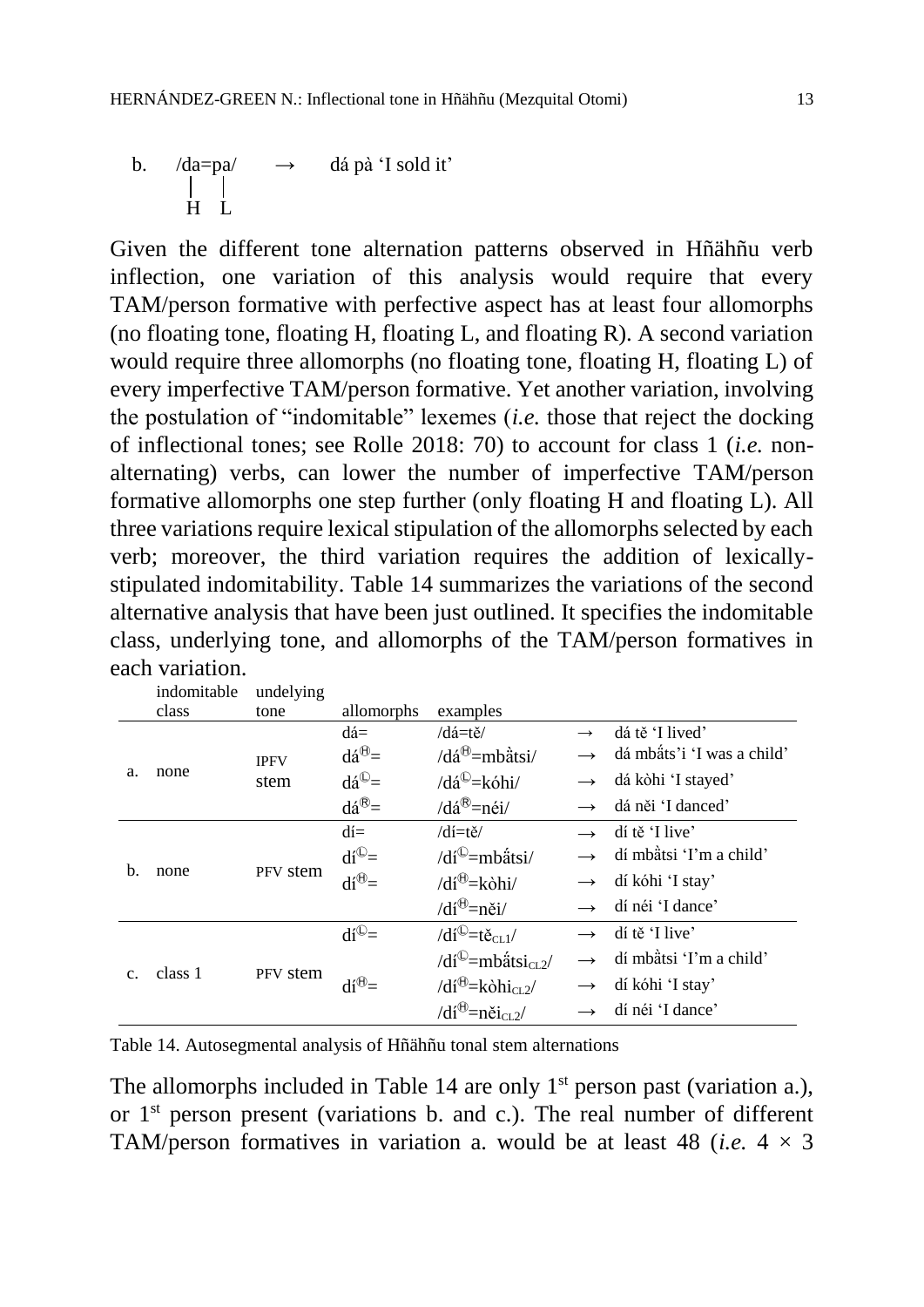b. /da=pa/ → dá pà 'I sold it'
   H  L

Given the different tone alternation patterns observed in Hñähñu verb inflection, one variation of this analysis would require that every TAM/person formative with perfective aspect has at least four allomorphs (no floating tone, floating H, floating L, and floating R). A second variation would require three allomorphs (no floating tone, floating H, floating L) of every imperfective TAM/person formative. Yet another variation, involving the postulation of "indomitable" lexemes (*i.e.* those that reject the docking of inflectional tones; see Rolle 2018: 70) to account for class 1 (*i.e.* non-alternating) verbs, can lower the number of imperfective TAM/person formative allomorphs one step further (only floating H and floating L). All three variations require lexical stipulation of the allomorphs selected by each verb; moreover, the third variation requires the addition of lexically-stipulated indomitability. Table 14 summarizes the variations of the second alternative analysis that have been just outlined. It specifies the indomitable class, underlying tone, and allomorphs of the TAM/person formatives in each variation.

| | indomitable class | undelying tone | allomorphs | examples | | |
|---|---|---|---|---|---|---|
| a. | none | IPFV stem | dá= | /dá=tě/ | → | dá tě 'I lived' |
| | | | dá^Ⓗ= | /dá^Ⓗ=mbå̋tsi/ | → | dá mbå̋ts'i 'I was a child' |
| | | | dá^Ⓛ= | /dá^Ⓛ=kóhi/ | → | dá kòhi 'I stayed' |
| | | | dá^Ⓡ= | /dá^Ⓡ=néi/ | → | dá něi 'I danced' |
| b. | none | PFV stem | dí= | /dí=tě/ | → | dí tě 'I live' |
| | | | dí^Ⓛ= | /dí^Ⓛ=mbå̋tsi/ | → | dí mbåtsi 'I'm a child' |
| | | | dí^Ⓗ= | /dí^Ⓗ=kòhi/ | → | dí kóhi 'I stay' |
| | | | | /dí^Ⓗ=něi/ | → | dí néi 'I dance' |
| c. | class 1 | PFV stem | dí^Ⓛ= | /dí^Ⓛ=tě$_{\text{CL1}}$/ | → | dí tě 'I live' |
| | | | | /dí^Ⓛ=mbå̋tsi$_{\text{CL2}}$/ | → | dí mbåtsi 'I'm a child' |
| | | | dí^Ⓗ= | /dí^Ⓗ=kòhi$_{\text{CL2}}$/ | → | dí kóhi 'I stay' |
| | | | | /dí^Ⓗ=něi$_{\text{CL2}}$/ | → | dí néi 'I dance' |

Table 14. Autosegmental analysis of Hñähñu tonal stem alternations

The allomorphs included in Table 14 are only 1st person past (variation a.), or 1st person present (variations b. and c.). The real number of different TAM/person formatives in variation a. would be at least 48 (*i.e.* 4 × 3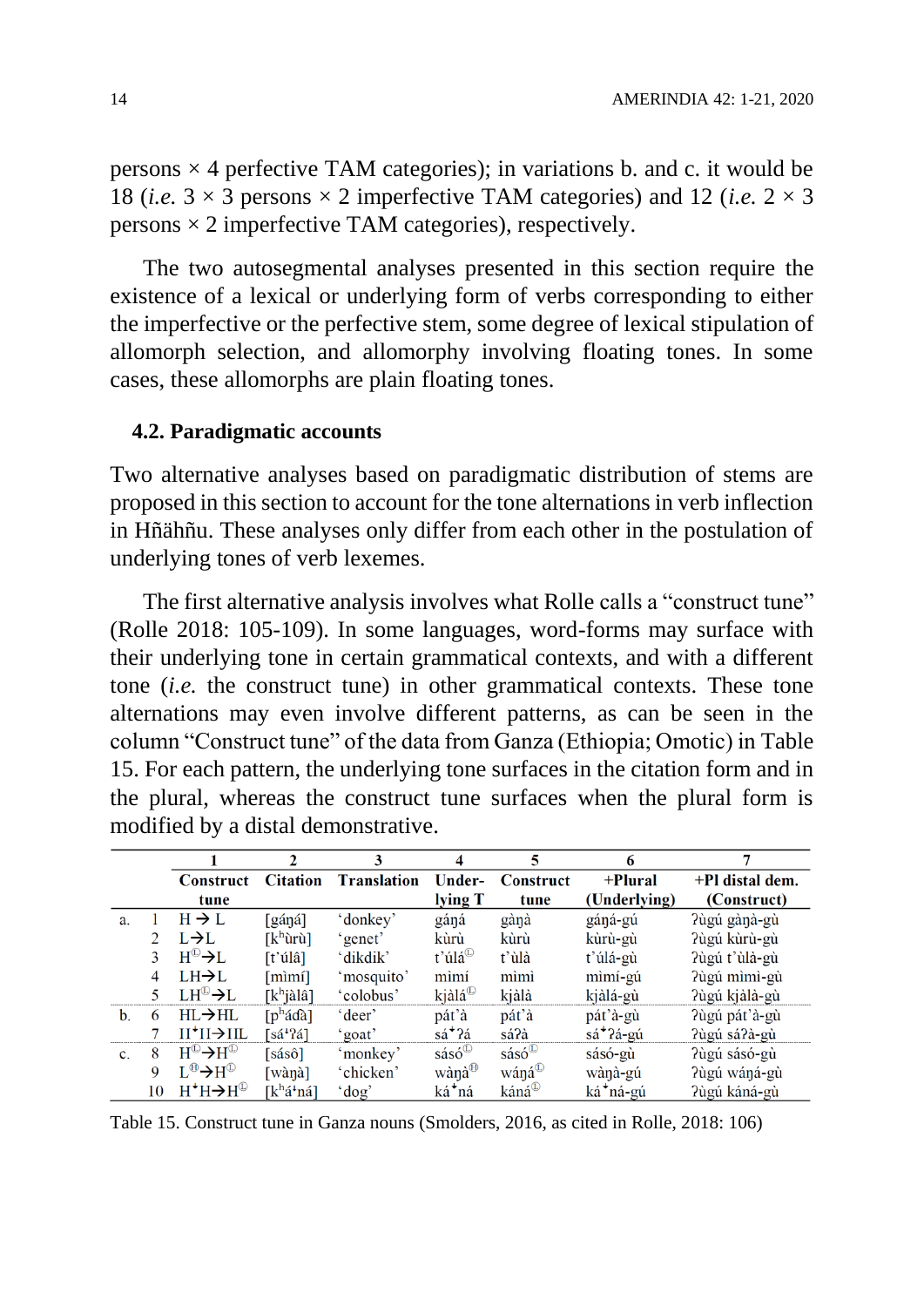persons × 4 perfective TAM categories); in variations b. and c. it would be 18 (*i.e.* 3 × 3 persons × 2 imperfective TAM categories) and 12 (*i.e.* 2 × 3 persons × 2 imperfective TAM categories), respectively.

The two autosegmental analyses presented in this section require the existence of a lexical or underlying form of verbs corresponding to either the imperfective or the perfective stem, some degree of lexical stipulation of allomorph selection, and allomorphy involving floating tones. In some cases, these allomorphs are plain floating tones.

### 4.2. Paradigmatic accounts

Two alternative analyses based on paradigmatic distribution of stems are proposed in this section to account for the tone alternations in verb inflection in Hñähñu. These analyses only differ from each other in the postulation of underlying tones of verb lexemes.

The first alternative analysis involves what Rolle calls a "construct tune" (Rolle 2018: 105-109). In some languages, word-forms may surface with their underlying tone in certain grammatical contexts, and with a different tone (*i.e.* the construct tune) in other grammatical contexts. These tone alternations may even involve different patterns, as can be seen in the column "Construct tune" of the data from Ganza (Ethiopia; Omotic) in Table 15. For each pattern, the underlying tone surfaces in the citation form and in the plural, whereas the construct tune surfaces when the plural form is modified by a distal demonstrative.

| | | 1 | 2 | 3 | 4 | 5 | 6 | 7 |
|---|---|---|---|---|---|---|---|---|
| | | **Construct tune** | **Citation** | **Translation** | **Under-lying T** | **Construct tune** | **+Plural (Underlying)** | **+Pl distal dem. (Construct)** |
| a. | 1 | H → L | [gáŋá] | 'donkey' | gáŋá | gàŋà | gáŋá-gú | ʔùgú gàŋà-gù |
| | 2 | L→L | [kʰùrù] | 'genet' | kùrù | kùrù | kùrù-gù | ʔùgú kùrù-gù |
| | 3 | Hⓛ→L | [t'úlâ] | 'dikdik' | t'úláⓛ | t'ùlà | t'úlá-gù | ʔùgú t'ùlà-gù |
| | 4 | LH→L | [mìmí] | 'mosquito' | mìmí | mìmì | mìmí-gú | ʔùgú mìmì-gù |
| | 5 | LHⓛ→L | [kʰjàlâ] | 'colobus' | kjàláⓛ | kjàlà | kjàlá-gù | ʔùgú kjàlà-gù |
| b. | 6 | HL→HL | [pʰádà] | 'deer' | pát'à | pát'à | pát'à-gù | ʔùgú pát'à-gù |
| | 7 | Hꜜ H→HL | [sáꜜʔá] | 'goat' | sáꜜʔá | sáʔà | sáꜜʔá-gú | ʔùgú sáʔà-gù |
| c. | 8 | Hⓛ→Hⓛ | [sásô] | 'monkey' | sásóⓛ | sásóⓛ | sásó-gù | ʔùgú sásó-gù |
| | 9 | Lⓗ→Hⓛ | [wàŋà] | 'chicken' | wàŋàⓗ | wáŋáⓛ | wàŋà-gú | ʔùgú wáŋá-gù |
| | 10 | HꜜH→Hⓛ | [kʰáꜜná] | 'dog' | káꜜná | kánáⓛ | káꜜná-gú | ʔùgú káná-gù |

Table 15. Construct tune in Ganza nouns (Smolders, 2016, as cited in Rolle, 2018: 106)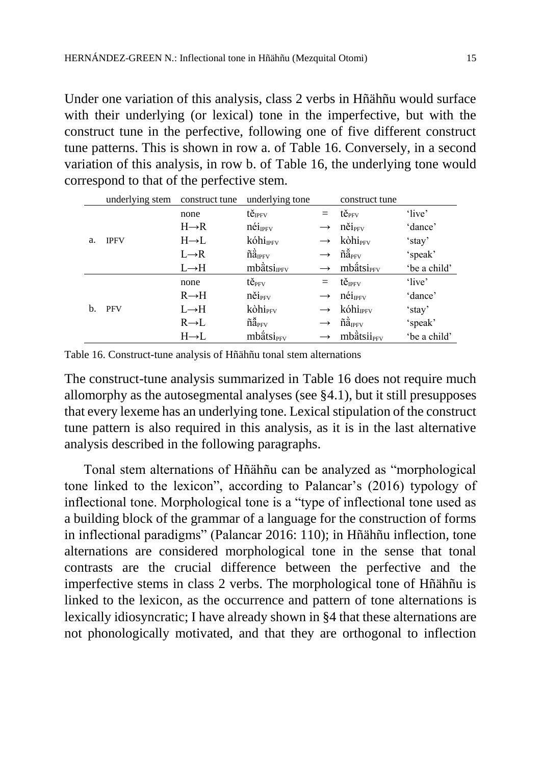Under one variation of this analysis, class 2 verbs in Hñähñu would surface with their underlying (or lexical) tone in the imperfective, but with the construct tune in the perfective, following one of five different construct tune patterns. This is shown in row a. of Table 16. Conversely, in a second variation of this analysis, in row b. of Table 16, the underlying tone would correspond to that of the perfective stem.

| | underlying stem | construct tune | underlying tone | | construct tune | |
|---|---|---|---|---|---|---|
| a. | IPFV | none | tě<sub>IPFV</sub> | = | tě<sub>PFV</sub> | 'live' |
| | | H→R | néi<sub>IPFV</sub> | → | něi<sub>PFV</sub> | 'dance' |
| | | H→L | kóhi<sub>IPFV</sub> | → | kòhi<sub>PFV</sub> | 'stay' |
| | | L→R | ñä̀<sub>IPFV</sub> | → | ñä̌<sub>PFV</sub> | 'speak' |
| | | L→H | mbä̀tsi<sub>IPFV</sub> | → | mbä́tsi<sub>PFV</sub> | 'be a child' |
| b. | PFV | none | tě<sub>PFV</sub> | = | tě<sub>IPFV</sub> | 'live' |
| | | R→H | něi<sub>PFV</sub> | → | néi<sub>IPFV</sub> | 'dance' |
| | | L→H | kòhi<sub>PFV</sub> | → | kóhi<sub>IPFV</sub> | 'stay' |
| | | R→L | ñä̌<sub>PFV</sub> | → | ñä̀<sub>IPFV</sub> | 'speak' |
| | | H→L | mbä́tsi<sub>PFV</sub> | → | mbä̀tsii<sub>PFV</sub> | 'be a child' |

Table 16. Construct-tune analysis of Hñähñu tonal stem alternations

The construct-tune analysis summarized in Table 16 does not require much allomorphy as the autosegmental analyses (see §4.1), but it still presupposes that every lexeme has an underlying tone. Lexical stipulation of the construct tune pattern is also required in this analysis, as it is in the last alternative analysis described in the following paragraphs.

Tonal stem alternations of Hñähñu can be analyzed as "morphological tone linked to the lexicon", according to Palancar's (2016) typology of inflectional tone. Morphological tone is a "type of inflectional tone used as a building block of the grammar of a language for the construction of forms in inflectional paradigms" (Palancar 2016: 110); in Hñähñu inflection, tone alternations are considered morphological tone in the sense that tonal contrasts are the crucial difference between the perfective and the imperfective stems in class 2 verbs. The morphological tone of Hñähñu is linked to the lexicon, as the occurrence and pattern of tone alternations is lexically idiosyncratic; I have already shown in §4 that these alternations are not phonologically motivated, and that they are orthogonal to inflection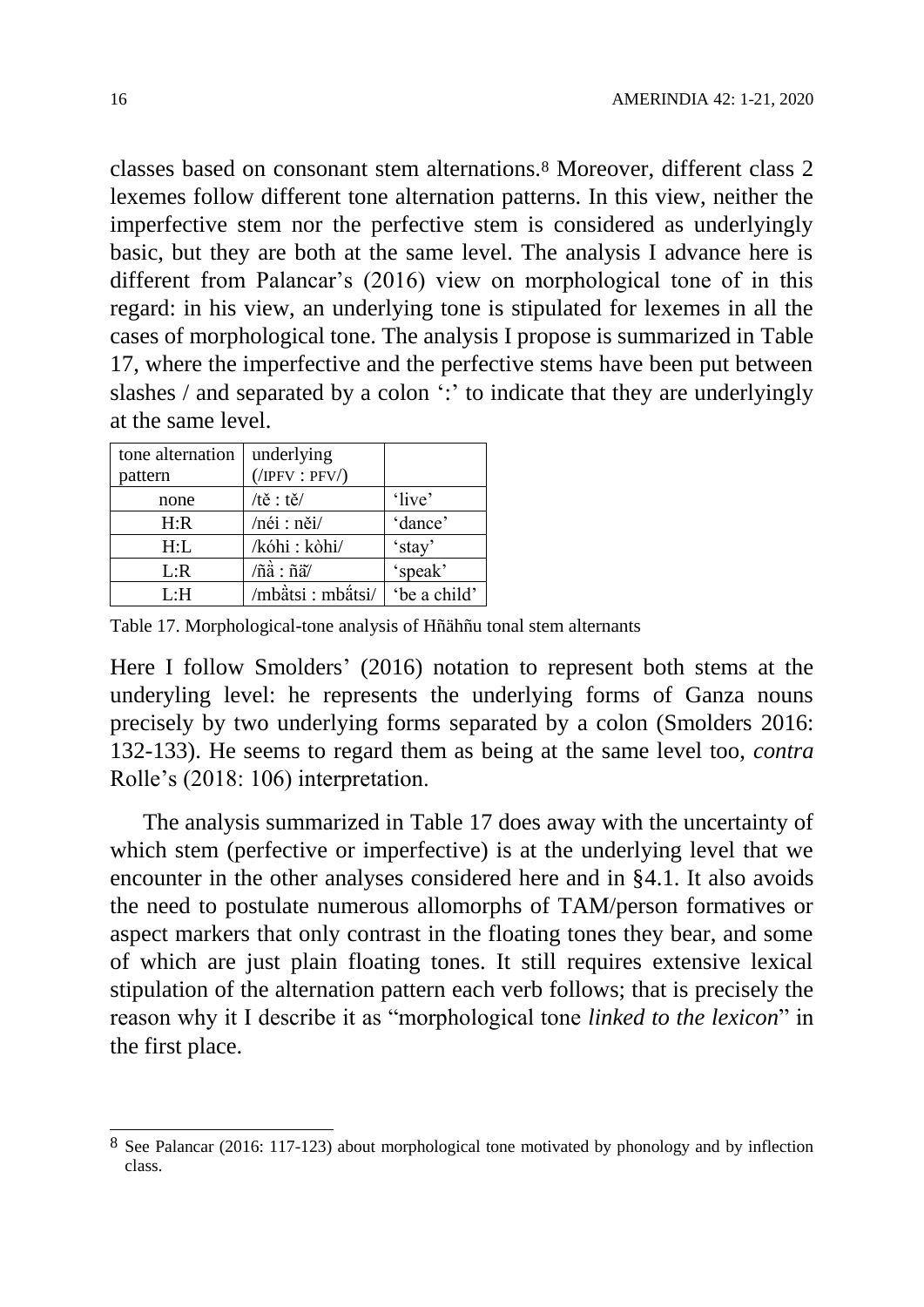classes based on consonant stem alternations.[8] Moreover, different class 2 lexemes follow different tone alternation patterns. In this view, neither the imperfective stem nor the perfective stem is considered as underlyingly basic, but they are both at the same level. The analysis I advance here is different from Palancar's (2016) view on morphological tone of in this regard: in his view, an underlying tone is stipulated for lexemes in all the cases of morphological tone. The analysis I propose is summarized in Table 17, where the imperfective and the perfective stems have been put between slashes / and separated by a colon ':' to indicate that they are underlyingly at the same level.

| tone alternation pattern | underlying (/IPFV : PFV/) | |
|---|---|---|
| none | /tě : tě/ | 'live' |
| H:R | /néi : něi/ | 'dance' |
| H:L | /kóhi : kòhi/ | 'stay' |
| L:R | /ñằ : ñẵ/ | 'speak' |
| L:H | /mbằtsi : mbắtsi/ | 'be a child' |

Table 17. Morphological-tone analysis of Hñähñu tonal stem alternants

Here I follow Smolders' (2016) notation to represent both stems at the underyling level: he represents the underlying forms of Ganza nouns precisely by two underlying forms separated by a colon (Smolders 2016: 132-133). He seems to regard them as being at the same level too, *contra* Rolle's (2018: 106) interpretation.

The analysis summarized in Table 17 does away with the uncertainty of which stem (perfective or imperfective) is at the underlying level that we encounter in the other analyses considered here and in §4.1. It also avoids the need to postulate numerous allomorphs of TAM/person formatives or aspect markers that only contrast in the floating tones they bear, and some of which are just plain floating tones. It still requires extensive lexical stipulation of the alternation pattern each verb follows; that is precisely the reason why it I describe it as "morphological tone *linked to the lexicon*" in the first place.

[8] See Palancar (2016: 117-123) about morphological tone motivated by phonology and by inflection class.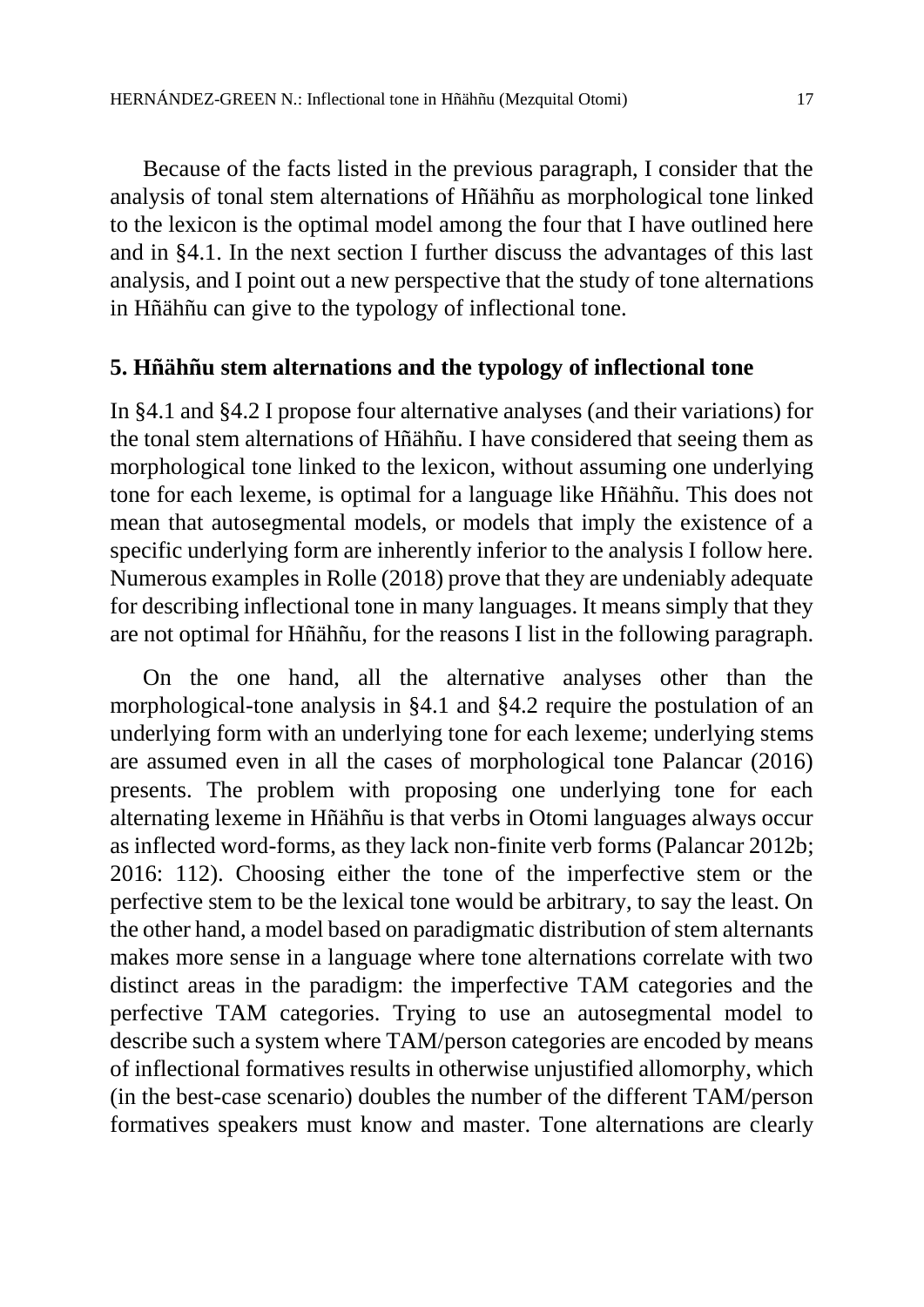Because of the facts listed in the previous paragraph, I consider that the analysis of tonal stem alternations of Hñähñu as morphological tone linked to the lexicon is the optimal model among the four that I have outlined here and in §4.1. In the next section I further discuss the advantages of this last analysis, and I point out a new perspective that the study of tone alternations in Hñähñu can give to the typology of inflectional tone.

## 5. Hñähñu stem alternations and the typology of inflectional tone

In §4.1 and §4.2 I propose four alternative analyses (and their variations) for the tonal stem alternations of Hñähñu. I have considered that seeing them as morphological tone linked to the lexicon, without assuming one underlying tone for each lexeme, is optimal for a language like Hñähñu. This does not mean that autosegmental models, or models that imply the existence of a specific underlying form are inherently inferior to the analysis I follow here. Numerous examples in Rolle (2018) prove that they are undeniably adequate for describing inflectional tone in many languages. It means simply that they are not optimal for Hñähñu, for the reasons I list in the following paragraph.

On the one hand, all the alternative analyses other than the morphological-tone analysis in §4.1 and §4.2 require the postulation of an underlying form with an underlying tone for each lexeme; underlying stems are assumed even in all the cases of morphological tone Palancar (2016) presents. The problem with proposing one underlying tone for each alternating lexeme in Hñähñu is that verbs in Otomi languages always occur as inflected word-forms, as they lack non-finite verb forms (Palancar 2012b; 2016: 112). Choosing either the tone of the imperfective stem or the perfective stem to be the lexical tone would be arbitrary, to say the least. On the other hand, a model based on paradigmatic distribution of stem alternants makes more sense in a language where tone alternations correlate with two distinct areas in the paradigm: the imperfective TAM categories and the perfective TAM categories. Trying to use an autosegmental model to describe such a system where TAM/person categories are encoded by means of inflectional formatives results in otherwise unjustified allomorphy, which (in the best-case scenario) doubles the number of the different TAM/person formatives speakers must know and master. Tone alternations are clearly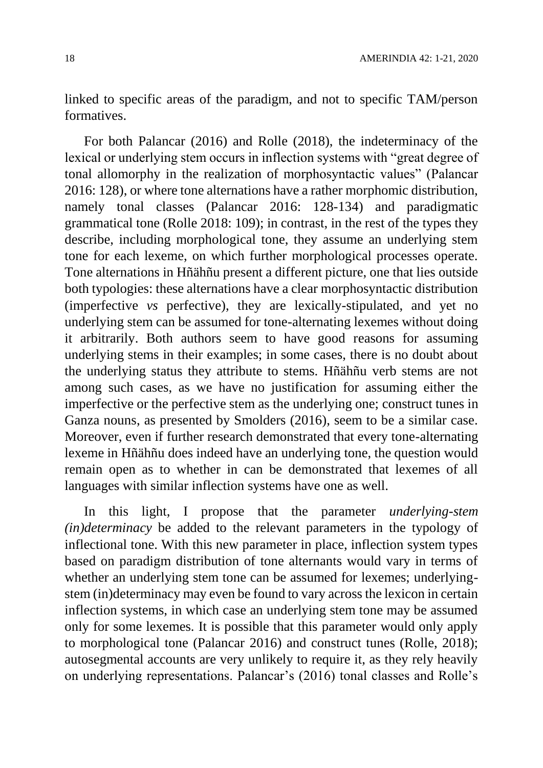linked to specific areas of the paradigm, and not to specific TAM/person formatives.

For both Palancar (2016) and Rolle (2018), the indeterminacy of the lexical or underlying stem occurs in inflection systems with "great degree of tonal allomorphy in the realization of morphosyntactic values" (Palancar 2016: 128), or where tone alternations have a rather morphomic distribution, namely tonal classes (Palancar 2016: 128-134) and paradigmatic grammatical tone (Rolle 2018: 109); in contrast, in the rest of the types they describe, including morphological tone, they assume an underlying stem tone for each lexeme, on which further morphological processes operate. Tone alternations in Hñähñu present a different picture, one that lies outside both typologies: these alternations have a clear morphosyntactic distribution (imperfective *vs* perfective), they are lexically-stipulated, and yet no underlying stem can be assumed for tone-alternating lexemes without doing it arbitrarily. Both authors seem to have good reasons for assuming underlying stems in their examples; in some cases, there is no doubt about the underlying status they attribute to stems. Hñähñu verb stems are not among such cases, as we have no justification for assuming either the imperfective or the perfective stem as the underlying one; construct tunes in Ganza nouns, as presented by Smolders (2016), seem to be a similar case. Moreover, even if further research demonstrated that every tone-alternating lexeme in Hñähñu does indeed have an underlying tone, the question would remain open as to whether in can be demonstrated that lexemes of all languages with similar inflection systems have one as well.

In this light, I propose that the parameter *underlying-stem (in)determinacy* be added to the relevant parameters in the typology of inflectional tone. With this new parameter in place, inflection system types based on paradigm distribution of tone alternants would vary in terms of whether an underlying stem tone can be assumed for lexemes; underlying-stem (in)determinacy may even be found to vary across the lexicon in certain inflection systems, in which case an underlying stem tone may be assumed only for some lexemes. It is possible that this parameter would only apply to morphological tone (Palancar 2016) and construct tunes (Rolle, 2018); autosegmental accounts are very unlikely to require it, as they rely heavily on underlying representations. Palancar's (2016) tonal classes and Rolle's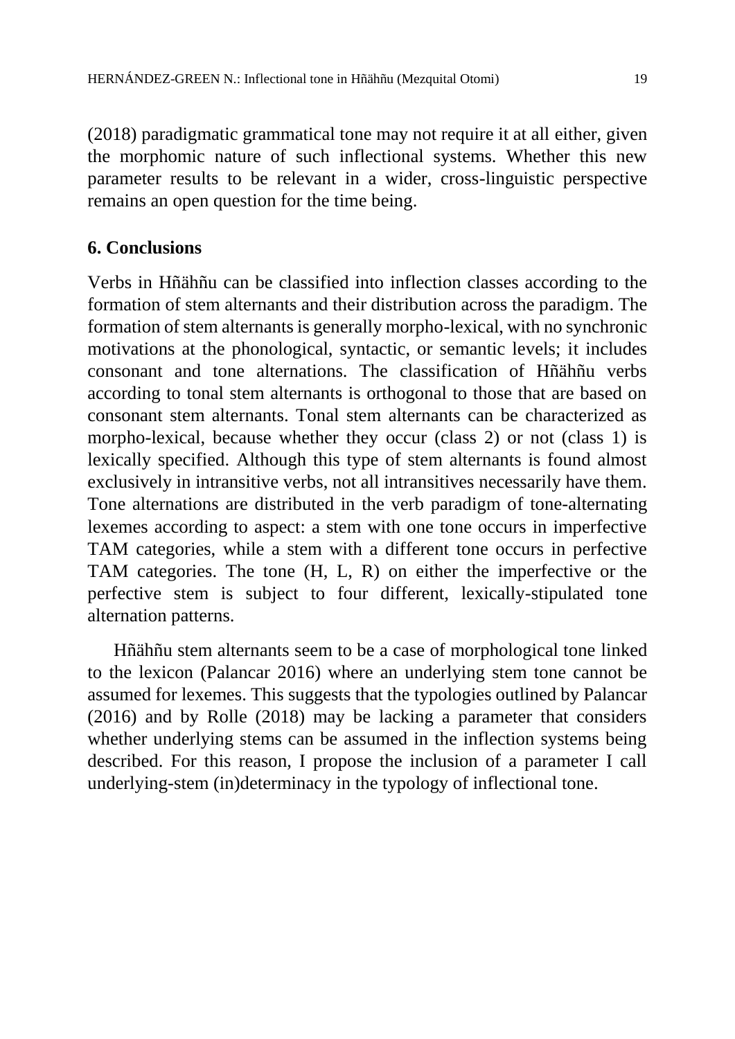(2018) paradigmatic grammatical tone may not require it at all either, given the morphomic nature of such inflectional systems. Whether this new parameter results to be relevant in a wider, cross-linguistic perspective remains an open question for the time being.

## 6. Conclusions

Verbs in Hñähñu can be classified into inflection classes according to the formation of stem alternants and their distribution across the paradigm. The formation of stem alternants is generally morpho-lexical, with no synchronic motivations at the phonological, syntactic, or semantic levels; it includes consonant and tone alternations. The classification of Hñähñu verbs according to tonal stem alternants is orthogonal to those that are based on consonant stem alternants. Tonal stem alternants can be characterized as morpho-lexical, because whether they occur (class 2) or not (class 1) is lexically specified. Although this type of stem alternants is found almost exclusively in intransitive verbs, not all intransitives necessarily have them. Tone alternations are distributed in the verb paradigm of tone-alternating lexemes according to aspect: a stem with one tone occurs in imperfective TAM categories, while a stem with a different tone occurs in perfective TAM categories. The tone (H, L, R) on either the imperfective or the perfective stem is subject to four different, lexically-stipulated tone alternation patterns.

Hñähñu stem alternants seem to be a case of morphological tone linked to the lexicon (Palancar 2016) where an underlying stem tone cannot be assumed for lexemes. This suggests that the typologies outlined by Palancar (2016) and by Rolle (2018) may be lacking a parameter that considers whether underlying stems can be assumed in the inflection systems being described. For this reason, I propose the inclusion of a parameter I call underlying-stem (in)determinacy in the typology of inflectional tone.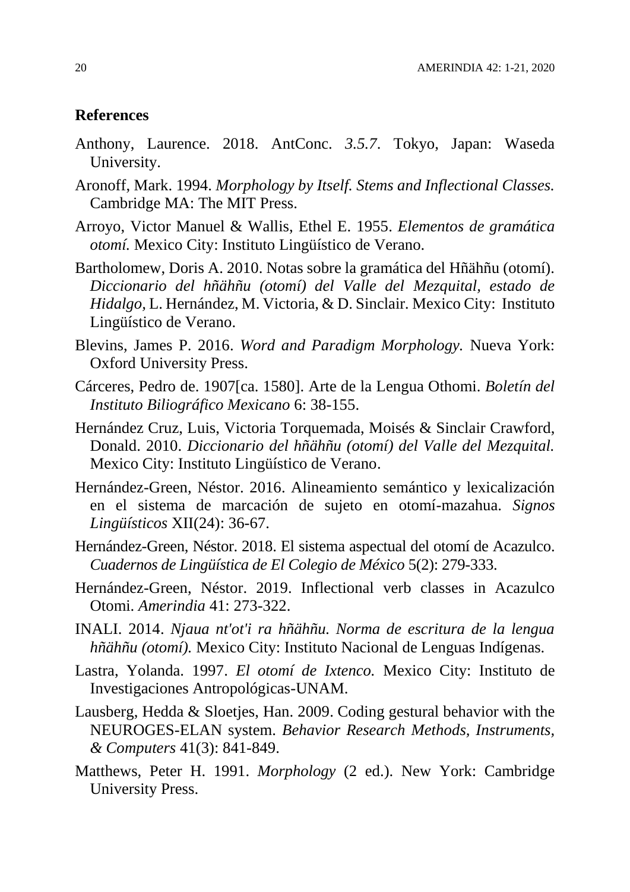## References

Anthony, Laurence. 2018. AntConc. *3.5.7*. Tokyo, Japan: Waseda University.

Aronoff, Mark. 1994. *Morphology by Itself. Stems and Inflectional Classes.* Cambridge MA: The MIT Press.

Arroyo, Victor Manuel & Wallis, Ethel E. 1955. *Elementos de gramática otomí.* Mexico City: Instituto Lingüístico de Verano.

Bartholomew, Doris A. 2010. Notas sobre la gramática del Hñähñu (otomí). *Diccionario del hñähñu (otomí) del Valle del Mezquital, estado de Hidalgo,* L. Hernández, M. Victoria, & D. Sinclair. Mexico City: Instituto Lingüístico de Verano.

Blevins, James P. 2016. *Word and Paradigm Morphology.* Nueva York: Oxford University Press.

Cárceres, Pedro de. 1907[ca. 1580]. Arte de la Lengua Othomi. *Boletín del Instituto Biliográfico Mexicano* 6: 38-155.

Hernández Cruz, Luis, Victoria Torquemada, Moisés & Sinclair Crawford, Donald. 2010. *Diccionario del hñähñu (otomí) del Valle del Mezquital.* Mexico City: Instituto Lingüístico de Verano.

Hernández-Green, Néstor. 2016. Alineamiento semántico y lexicalización en el sistema de marcación de sujeto en otomí-mazahua. *Signos Lingüísticos* XII(24): 36-67.

Hernández-Green, Néstor. 2018. El sistema aspectual del otomí de Acazulco. *Cuadernos de Lingüística de El Colegio de México* 5(2): 279-333.

Hernández-Green, Néstor. 2019. Inflectional verb classes in Acazulco Otomi. *Amerindia* 41: 273-322.

INALI. 2014. *Njaua nt'ot'i ra hñähñu. Norma de escritura de la lengua hñähñu (otomí).* Mexico City: Instituto Nacional de Lenguas Indígenas.

Lastra, Yolanda. 1997. *El otomí de Ixtenco.* Mexico City: Instituto de Investigaciones Antropológicas-UNAM.

Lausberg, Hedda & Sloetjes, Han. 2009. Coding gestural behavior with the NEUROGES-ELAN system. *Behavior Research Methods, Instruments, & Computers* 41(3): 841-849.

Matthews, Peter H. 1991. *Morphology* (2 ed.). New York: Cambridge University Press.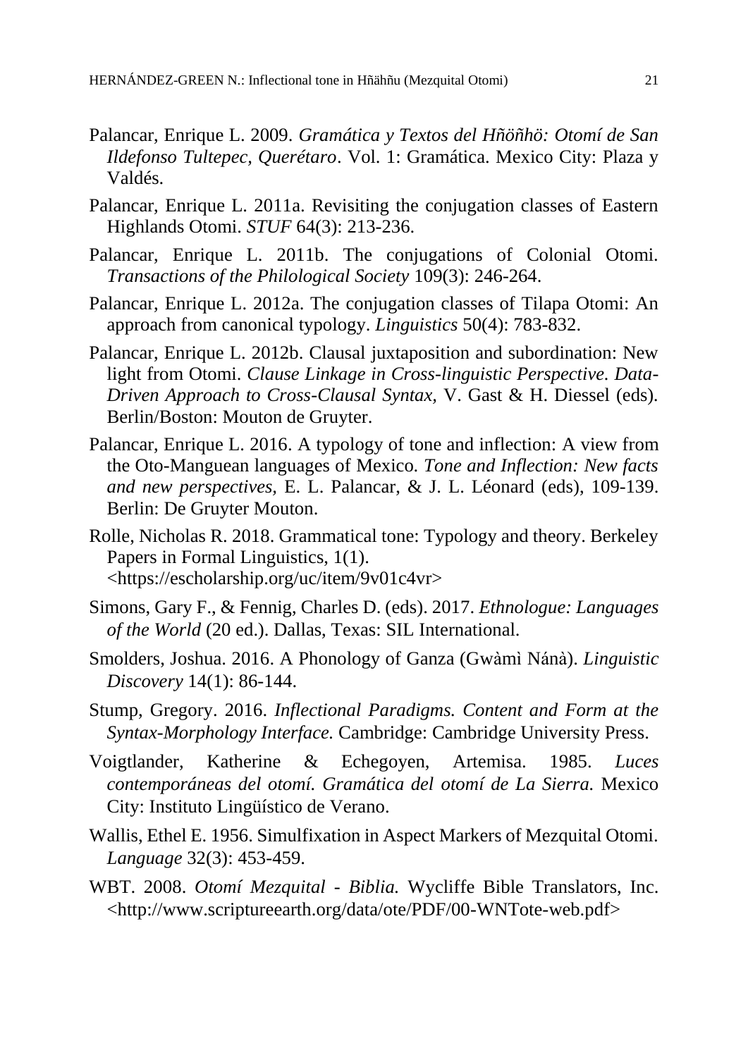Palancar, Enrique L. 2009. *Gramática y Textos del Hñöñhö: Otomí de San Ildefonso Tultepec, Querétaro*. Vol. 1: Gramática. Mexico City: Plaza y Valdés.

Palancar, Enrique L. 2011a. Revisiting the conjugation classes of Eastern Highlands Otomi. *STUF* 64(3): 213-236.

Palancar, Enrique L. 2011b. The conjugations of Colonial Otomi. *Transactions of the Philological Society* 109(3): 246-264.

Palancar, Enrique L. 2012a. The conjugation classes of Tilapa Otomi: An approach from canonical typology. *Linguistics* 50(4): 783-832.

Palancar, Enrique L. 2012b. Clausal juxtaposition and subordination: New light from Otomi. *Clause Linkage in Cross-linguistic Perspective. Data-Driven Approach to Cross-Clausal Syntax,* V. Gast & H. Diessel (eds). Berlin/Boston: Mouton de Gruyter.

Palancar, Enrique L. 2016. A typology of tone and inflection: A view from the Oto-Manguean languages of Mexico. *Tone and Inflection: New facts and new perspectives,* E. L. Palancar, & J. L. Léonard (eds), 109-139. Berlin: De Gruyter Mouton.

Rolle, Nicholas R. 2018. Grammatical tone: Typology and theory. Berkeley Papers in Formal Linguistics, 1(1). <https://escholarship.org/uc/item/9v01c4vr>

Simons, Gary F., & Fennig, Charles D. (eds). 2017. *Ethnologue: Languages of the World* (20 ed.). Dallas, Texas: SIL International.

Smolders, Joshua. 2016. A Phonology of Ganza (Gwàmì Nánà). *Linguistic Discovery* 14(1): 86-144.

Stump, Gregory. 2016. *Inflectional Paradigms. Content and Form at the Syntax-Morphology Interface.* Cambridge: Cambridge University Press.

Voigtlander, Katherine & Echegoyen, Artemisa. 1985. *Luces contemporáneas del otomí. Gramática del otomí de La Sierra.* Mexico City: Instituto Lingüístico de Verano.

Wallis, Ethel E. 1956. Simulfixation in Aspect Markers of Mezquital Otomi. *Language* 32(3): 453-459.

WBT. 2008. *Otomí Mezquital - Biblia.* Wycliffe Bible Translators, Inc. <http://www.scriptureearth.org/data/ote/PDF/00-WNTote-web.pdf>